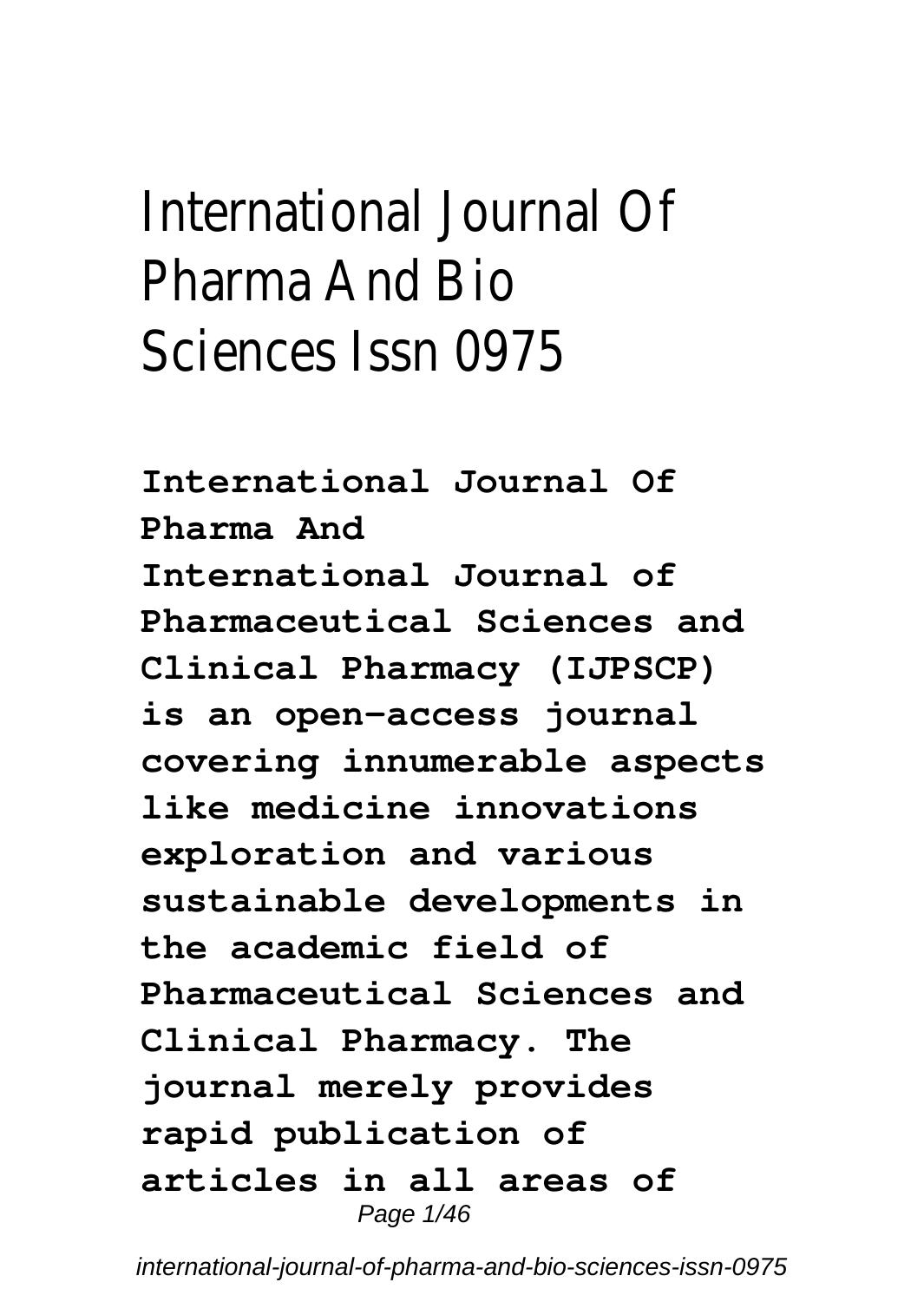# International Journal Of Pharma And Bio Sciences Issn 0975

**International Journal Of Pharma And**

**International Journal of Pharmaceutical Sciences and Clinical Pharmacy (IJPSCP) is an open-access journal covering innumerable aspects like medicine innovations exploration and various sustainable developments in the academic field of Pharmaceutical Sciences and Clinical Pharmacy. The journal merely provides rapid publication of articles in all areas of**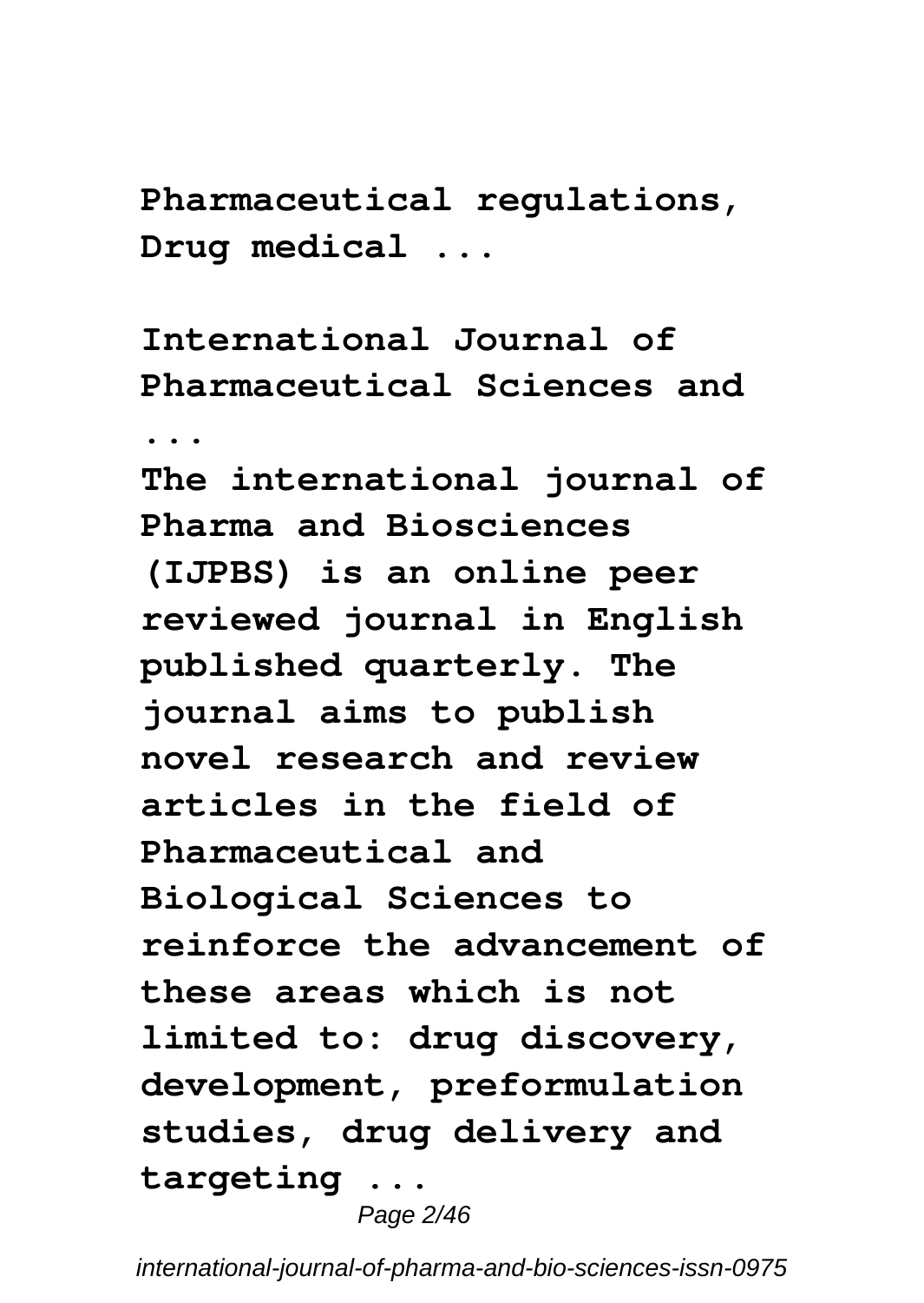**Pharmaceutical regulations, Drug medical ...**

**International Journal of Pharmaceutical Sciences and ...**

**The international journal of Pharma and Biosciences (IJPBS) is an online peer reviewed journal in English published quarterly. The journal aims to publish novel research and review articles in the field of Pharmaceutical and Biological Sciences to reinforce the advancement of these areas which is not limited to: drug discovery, development, preformulation studies, drug delivery and targeting ...**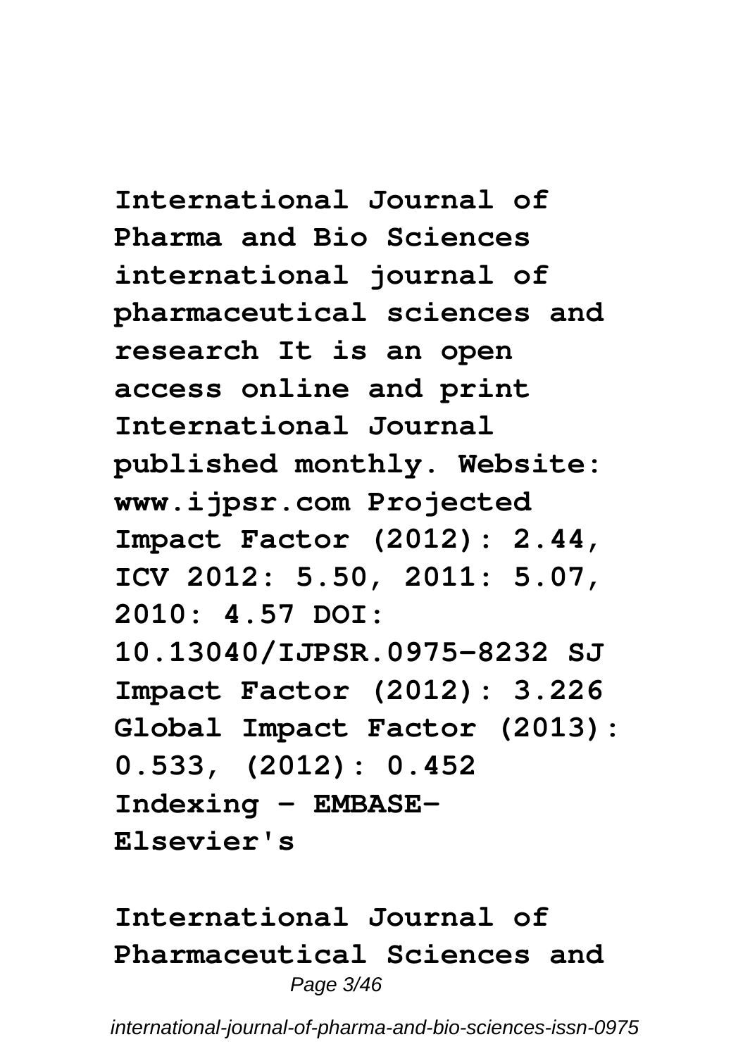**International Journal of Pharma and Bio Sciences international journal of pharmaceutical sciences and research It is an open access online and print International Journal published monthly. Website: www.ijpsr.com Projected Impact Factor (2012): 2.44, ICV 2012: 5.50, 2011: 5.07, 2010: 4.57 DOI: 10.13040/IJPSR.0975-8232 SJ Impact Factor (2012): 3.226 Global Impact Factor (2013): 0.533, (2012): 0.452 Indexing - EMBASE-Elsevier's**

**International Journal of Pharmaceutical Sciences and**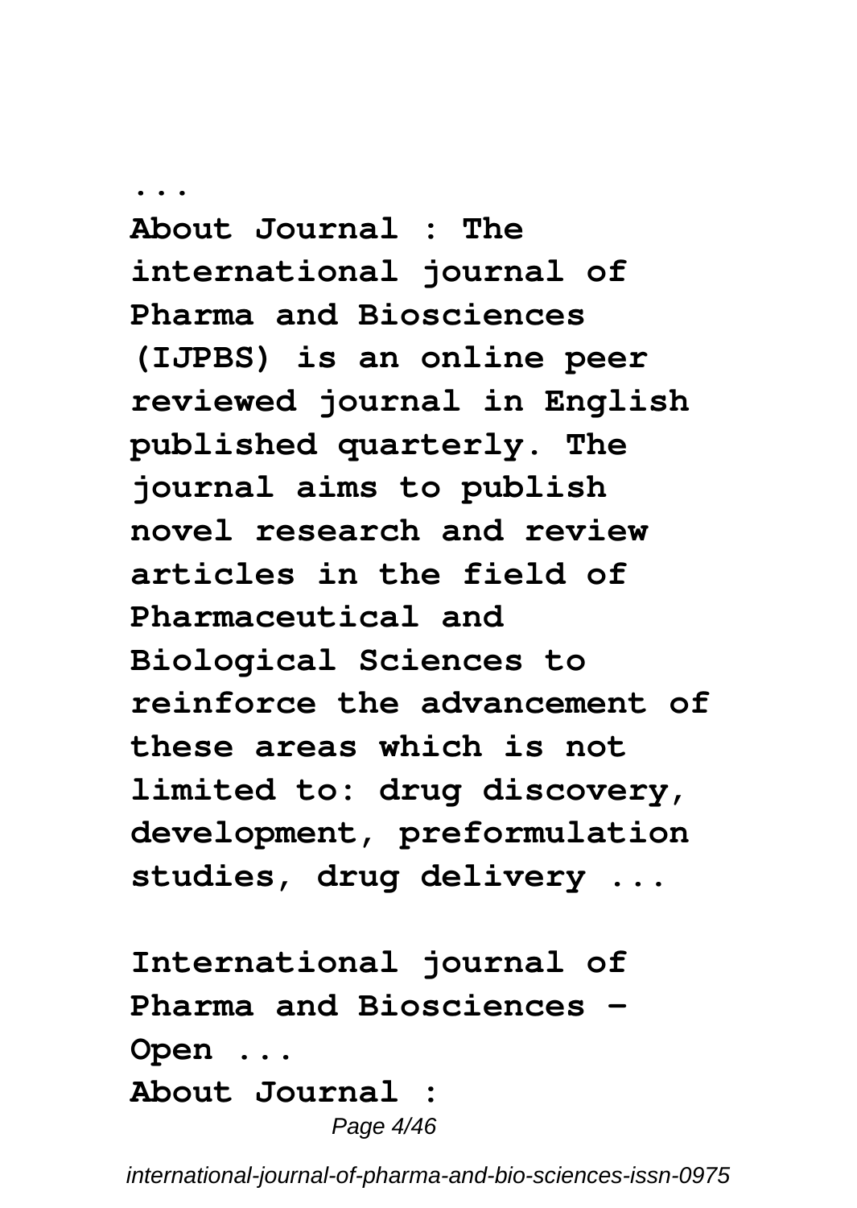**...**

**About Journal : The international journal of Pharma and Biosciences (IJPBS) is an online peer reviewed journal in English published quarterly. The journal aims to publish novel research and review articles in the field of Pharmaceutical and Biological Sciences to reinforce the advancement of these areas which is not limited to: drug discovery, development, preformulation studies, drug delivery ...**

**International journal of Pharma and Biosciences - Open ...**

**About Journal :**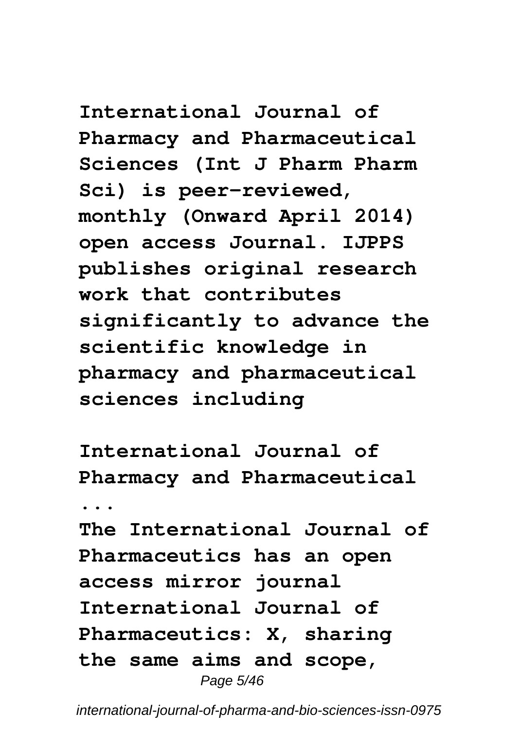**International Journal of Pharmacy and Pharmaceutical Sciences (Int J Pharm Pharm Sci) is peer-reviewed, monthly (Onward April 2014) open access Journal. IJPPS publishes original research work that contributes significantly to advance the scientific knowledge in pharmacy and pharmaceutical sciences including**

**International Journal of Pharmacy and Pharmaceutical ...**

**The International Journal of Pharmaceutics has an open access mirror journal International Journal of Pharmaceutics: X, sharing the same aims and scope,**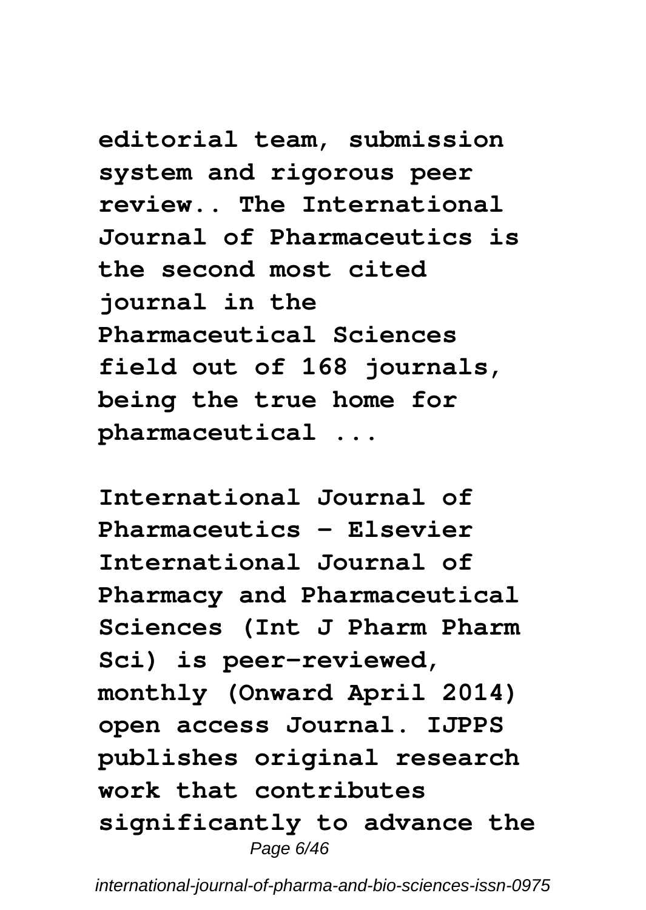**editorial team, submission system and rigorous peer review.. The International Journal of Pharmaceutics is the second most cited journal in the Pharmaceutical Sciences field out of 168 journals, being the true home for pharmaceutical ...**

**International Journal of Pharmaceutics - Elsevier International Journal of Pharmacy and Pharmaceutical Sciences (Int J Pharm Pharm Sci) is peer-reviewed, monthly (Onward April 2014) open access Journal. IJPPS publishes original research work that contributes significantly to advance the**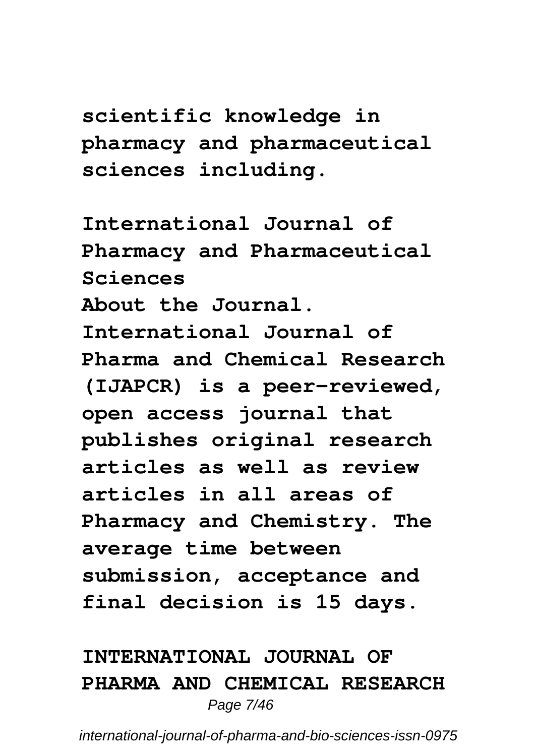**scientific knowledge in pharmacy and pharmaceutical sciences including.**

**International Journal of Pharmacy and Pharmaceutical Sciences**

**About the Journal. International Journal of Pharma and Chemical Research (IJAPCR) is a peer-reviewed, open access journal that publishes original research articles as well as review articles in all areas of Pharmacy and Chemistry. The average time between submission, acceptance and final decision is 15 days.**

**INTERNATIONAL JOURNAL OF PHARMA AND CHEMICAL RESEARCH**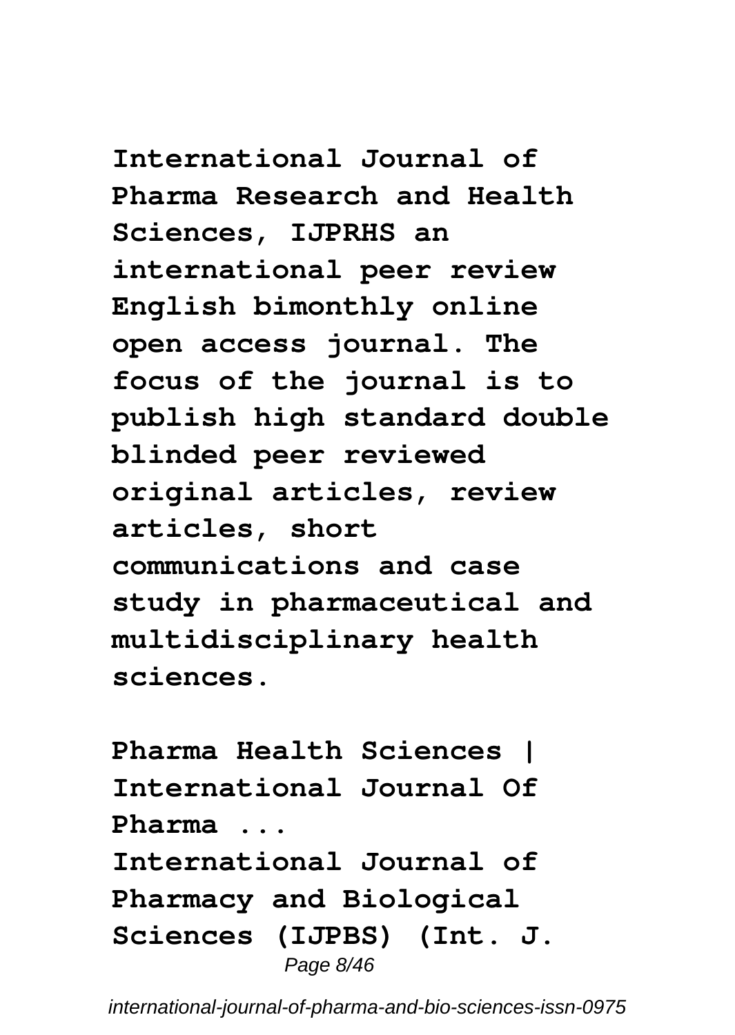**International Journal of Pharma Research and Health Sciences, IJPRHS an international peer review English bimonthly online open access journal. The focus of the journal is to publish high standard double blinded peer reviewed original articles, review articles, short communications and case study in pharmaceutical and multidisciplinary health sciences.**

**Pharma Health Sciences | International Journal Of Pharma ...**

**International Journal of Pharmacy and Biological Sciences (IJPBS) (Int. J.**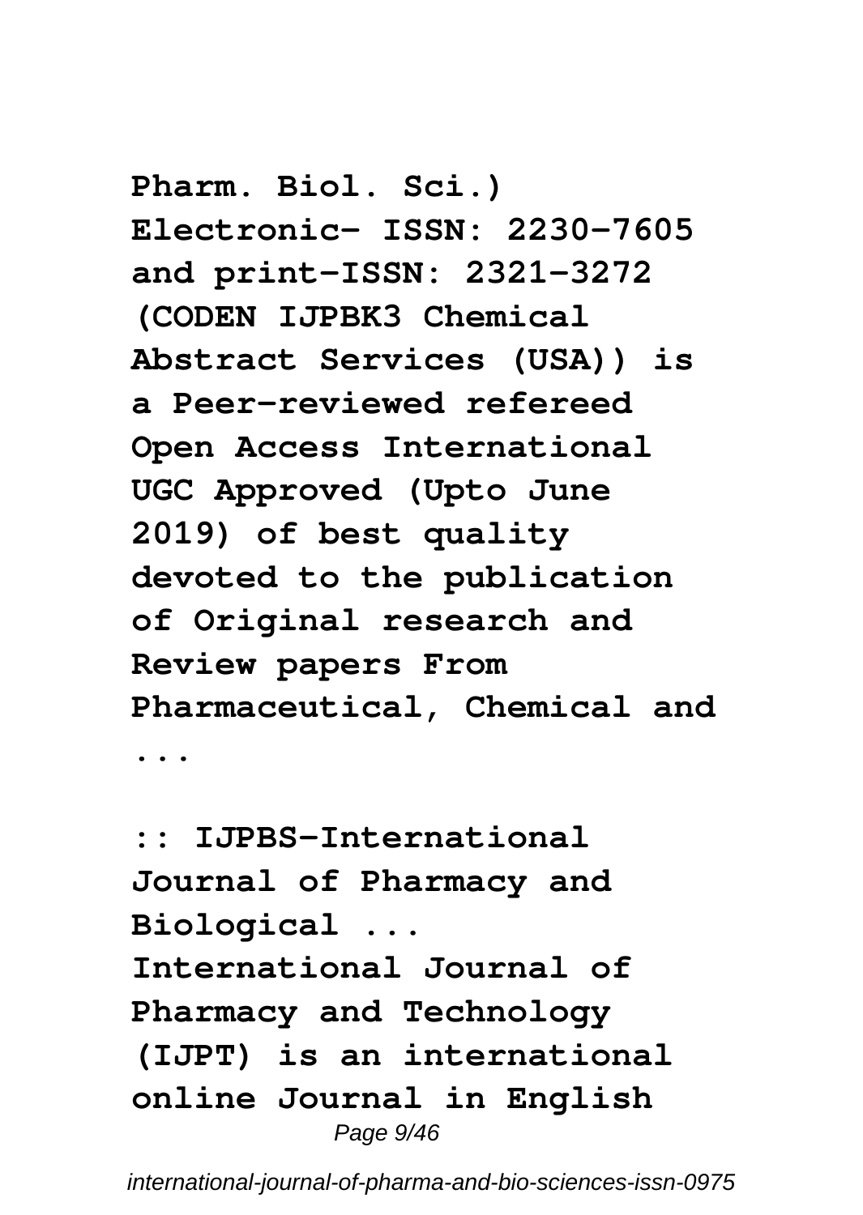**Pharm. Biol. Sci.) Electronic- ISSN: 2230-7605 and print-ISSN: 2321-3272 (CODEN IJPBK3 Chemical Abstract Services (USA)) is a Peer-reviewed refereed Open Access International UGC Approved (Upto June 2019) of best quality devoted to the publication of Original research and Review papers From Pharmaceutical, Chemical and ...**

**:: IJPBS-International Journal of Pharmacy and Biological ...**

**International Journal of Pharmacy and Technology (IJPT) is an international online Journal in English**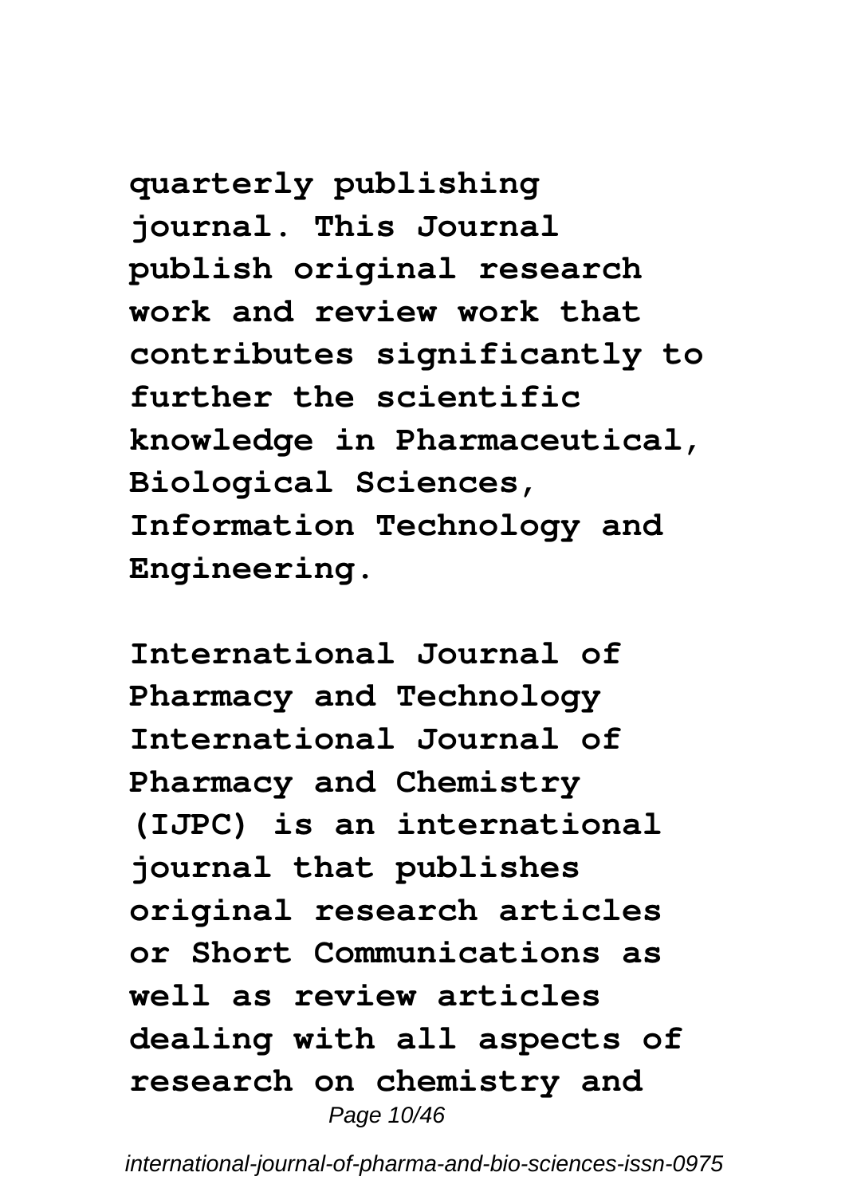**quarterly publishing journal. This Journal publish original research work and review work that contributes significantly to further the scientific knowledge in Pharmaceutical, Biological Sciences, Information Technology and Engineering.**

**International Journal of Pharmacy and Technology International Journal of Pharmacy and Chemistry (IJPC) is an international journal that publishes original research articles or Short Communications as well as review articles dealing with all aspects of research on chemistry and**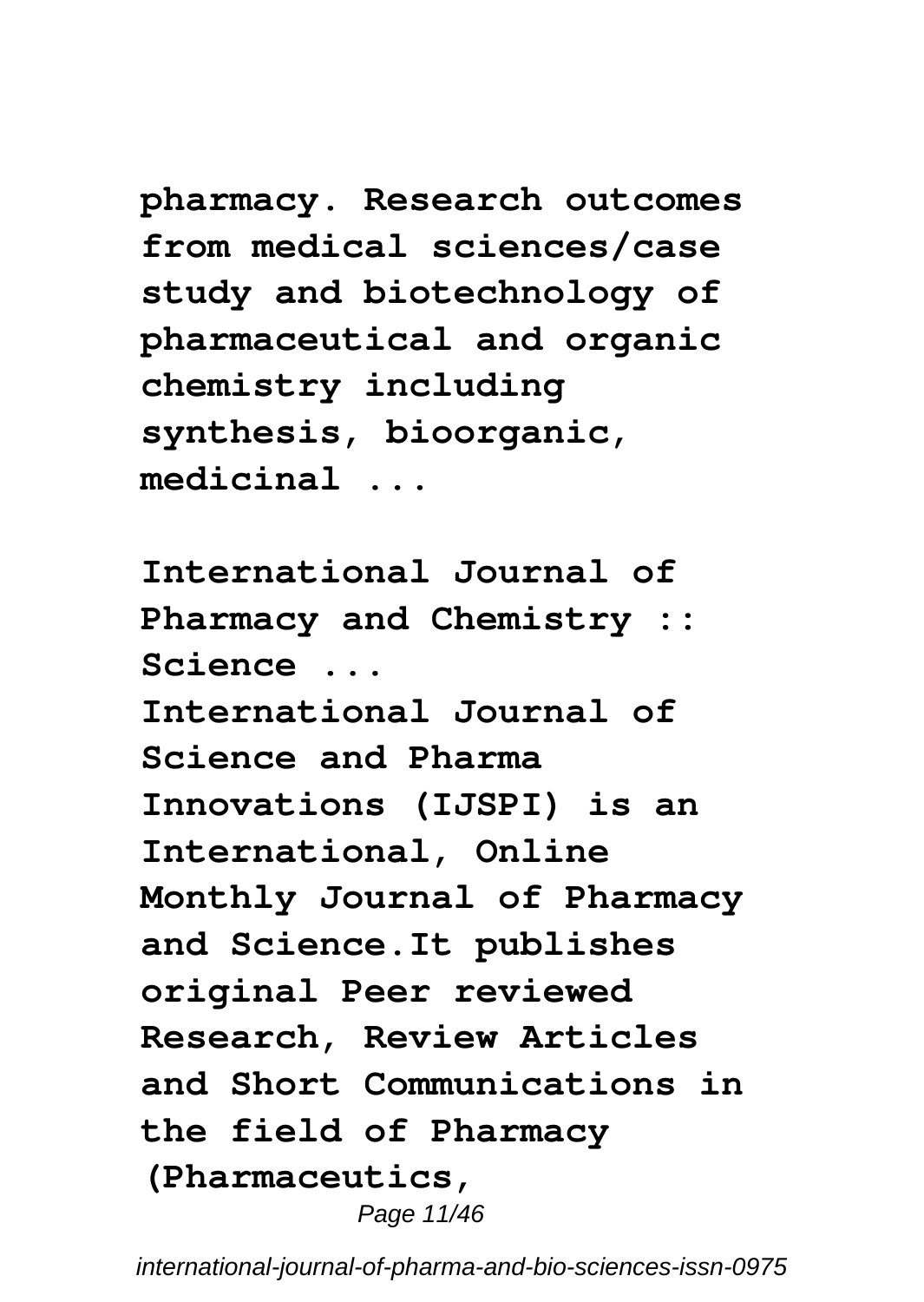**pharmacy. Research outcomes from medical sciences/case study and biotechnology of pharmaceutical and organic chemistry including synthesis, bioorganic, medicinal ...**

**International Journal of Pharmacy and Chemistry :: Science ...**

**International Journal of Science and Pharma Innovations (IJSPI) is an International, Online Monthly Journal of Pharmacy and Science.It publishes original Peer reviewed Research, Review Articles and Short Communications in the field of Pharmacy (Pharmaceutics,**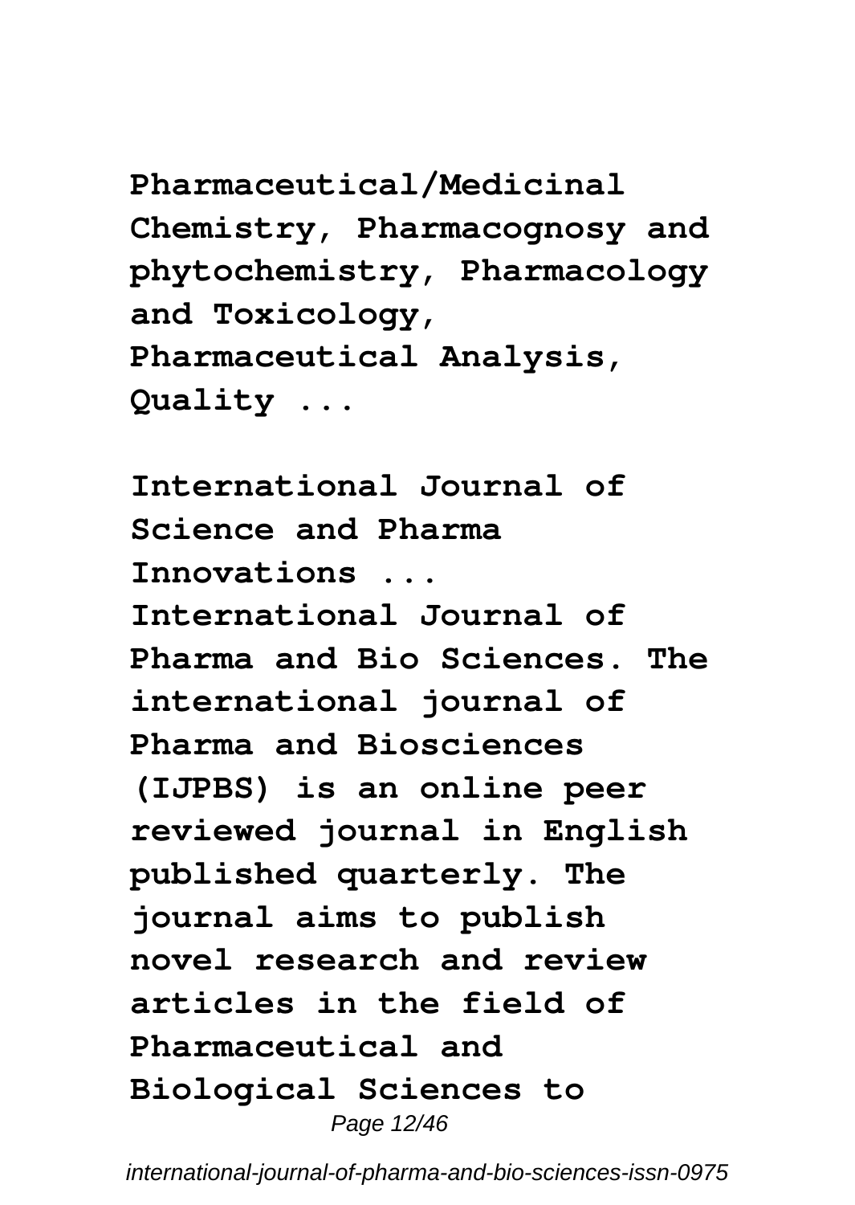**Pharmaceutical/Medicinal Chemistry, Pharmacognosy and phytochemistry, Pharmacology and Toxicology, Pharmaceutical Analysis, Quality ...**

**International Journal of Science and Pharma Innovations ...**

**International Journal of Pharma and Bio Sciences. The international journal of Pharma and Biosciences (IJPBS) is an online peer reviewed journal in English published quarterly. The journal aims to publish novel research and review articles in the field of Pharmaceutical and Biological Sciences to**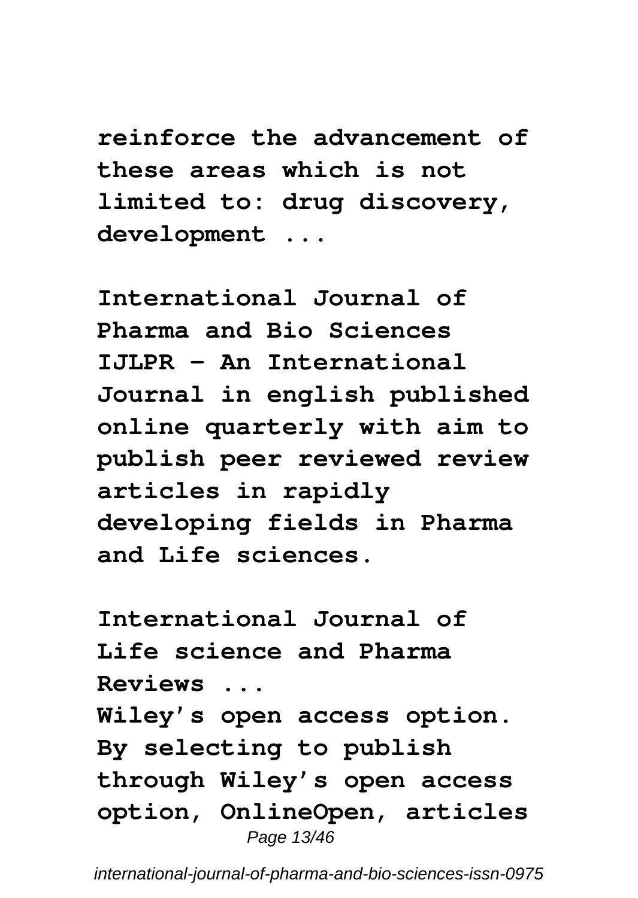**reinforce the advancement of these areas which is not limited to: drug discovery, development ...**

**International Journal of Pharma and Bio Sciences**
**IJLPR - An International Journal in english published online quarterly with aim to publish peer reviewed review articles in rapidly developing fields in Pharma and Life sciences.**

**International Journal of Life science and Pharma Reviews ...**
**Wiley's open access option. By selecting to publish through Wiley's open access option, OnlineOpen, articles**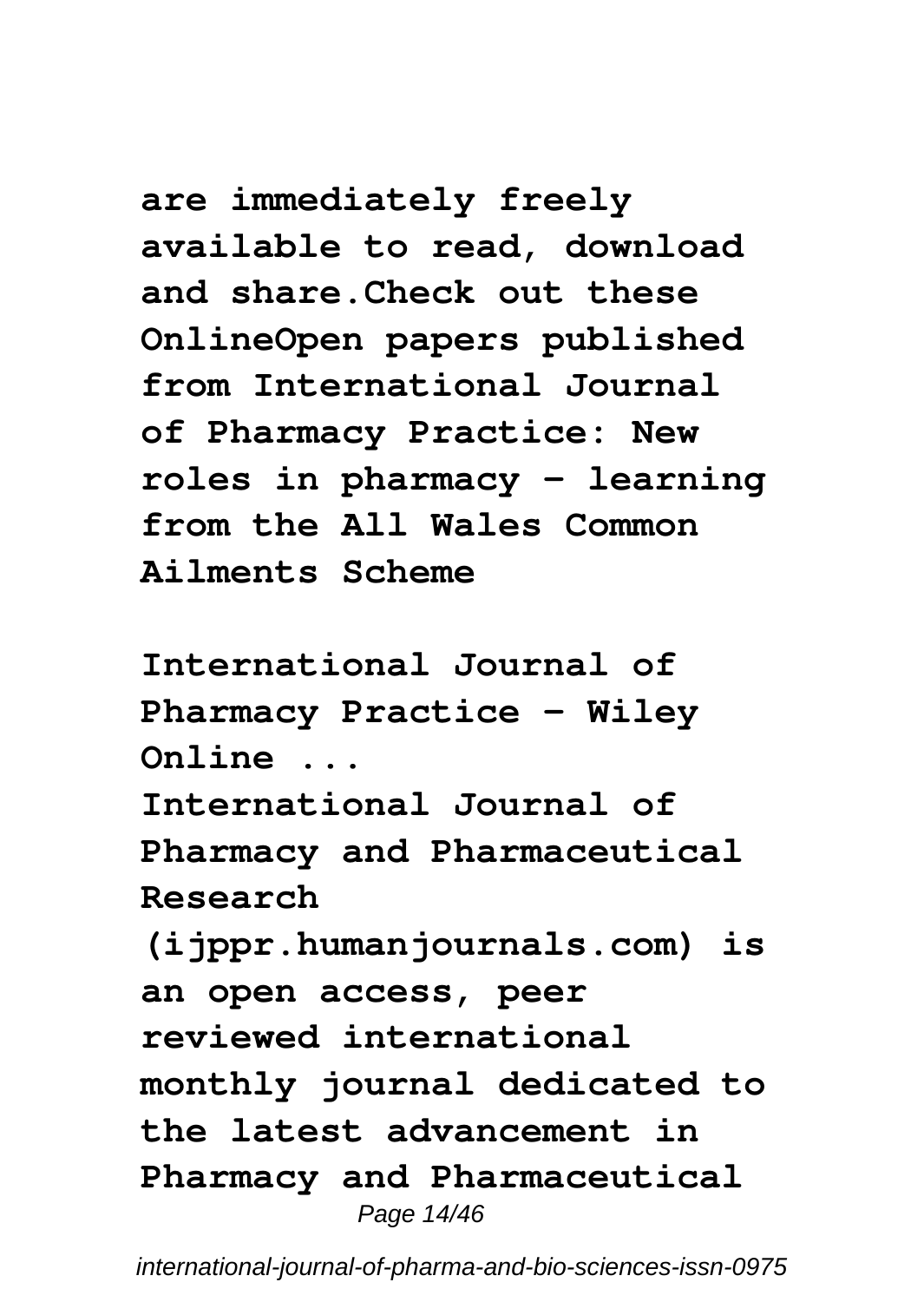**are immediately freely available to read, download and share.Check out these OnlineOpen papers published from International Journal of Pharmacy Practice: New roles in pharmacy – learning from the All Wales Common Ailments Scheme**

**International Journal of Pharmacy Practice - Wiley Online ...**

**International Journal of Pharmacy and Pharmaceutical Research (ijppr.humanjournals.com) is an open access, peer reviewed international monthly journal dedicated to the latest advancement in Pharmacy and Pharmaceutical**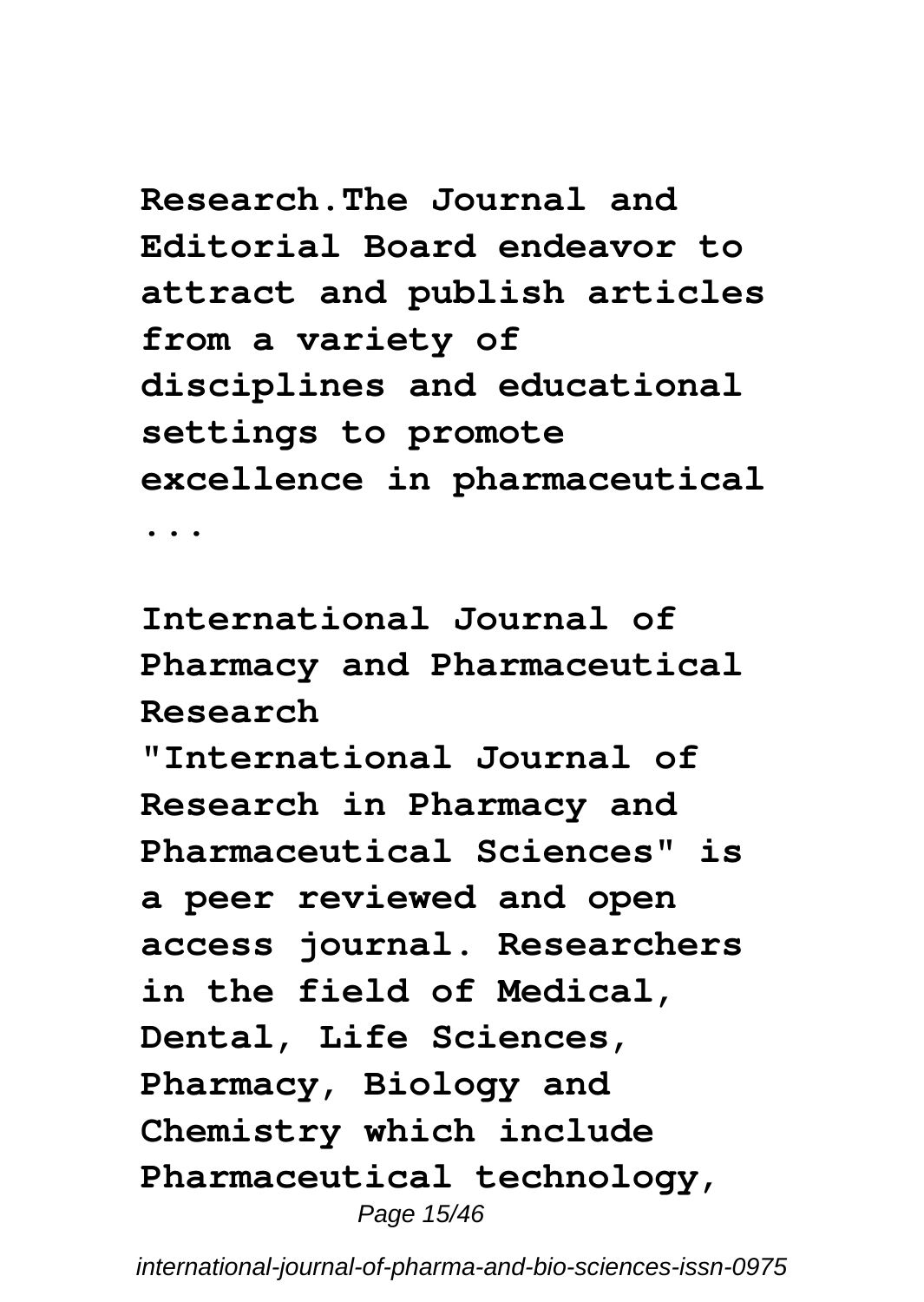**Research.The Journal and Editorial Board endeavor to attract and publish articles from a variety of disciplines and educational settings to promote excellence in pharmaceutical ...**

**International Journal of Pharmacy and Pharmaceutical Research**

**"International Journal of Research in Pharmacy and Pharmaceutical Sciences" is a peer reviewed and open access journal. Researchers in the field of Medical, Dental, Life Sciences, Pharmacy, Biology and Chemistry which include Pharmaceutical technology,**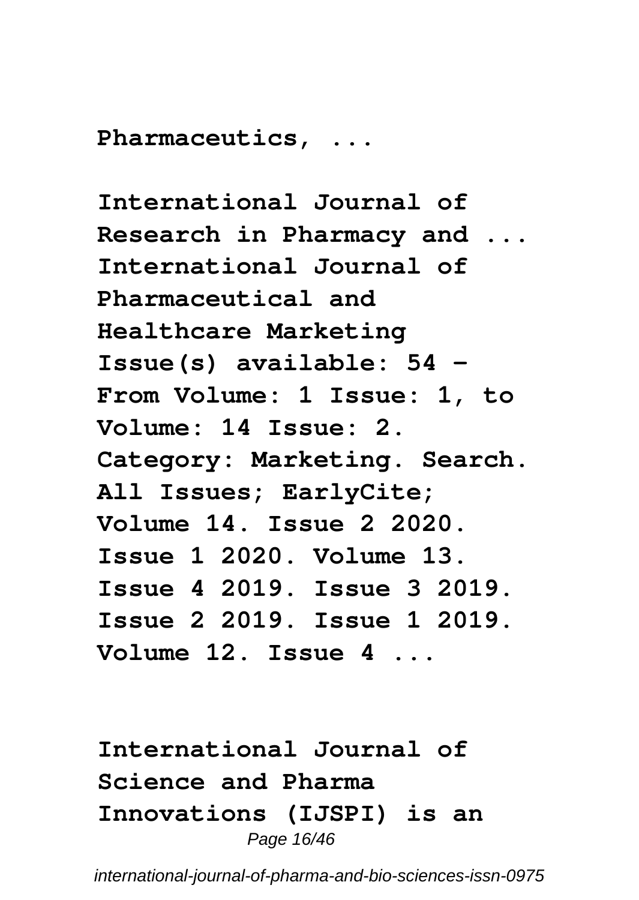**Pharmaceutics, ...**

**International Journal of Research in Pharmacy and ...**
**International Journal of Pharmaceutical and Healthcare Marketing Issue(s) available: 54 – From Volume: 1 Issue: 1, to Volume: 14 Issue: 2. Category: Marketing. Search. All Issues; EarlyCite; Volume 14. Issue 2 2020. Issue 1 2020. Volume 13. Issue 4 2019. Issue 3 2019. Issue 2 2019. Issue 1 2019. Volume 12. Issue 4 ...**

**International Journal of Science and Pharma Innovations (IJSPI) is an**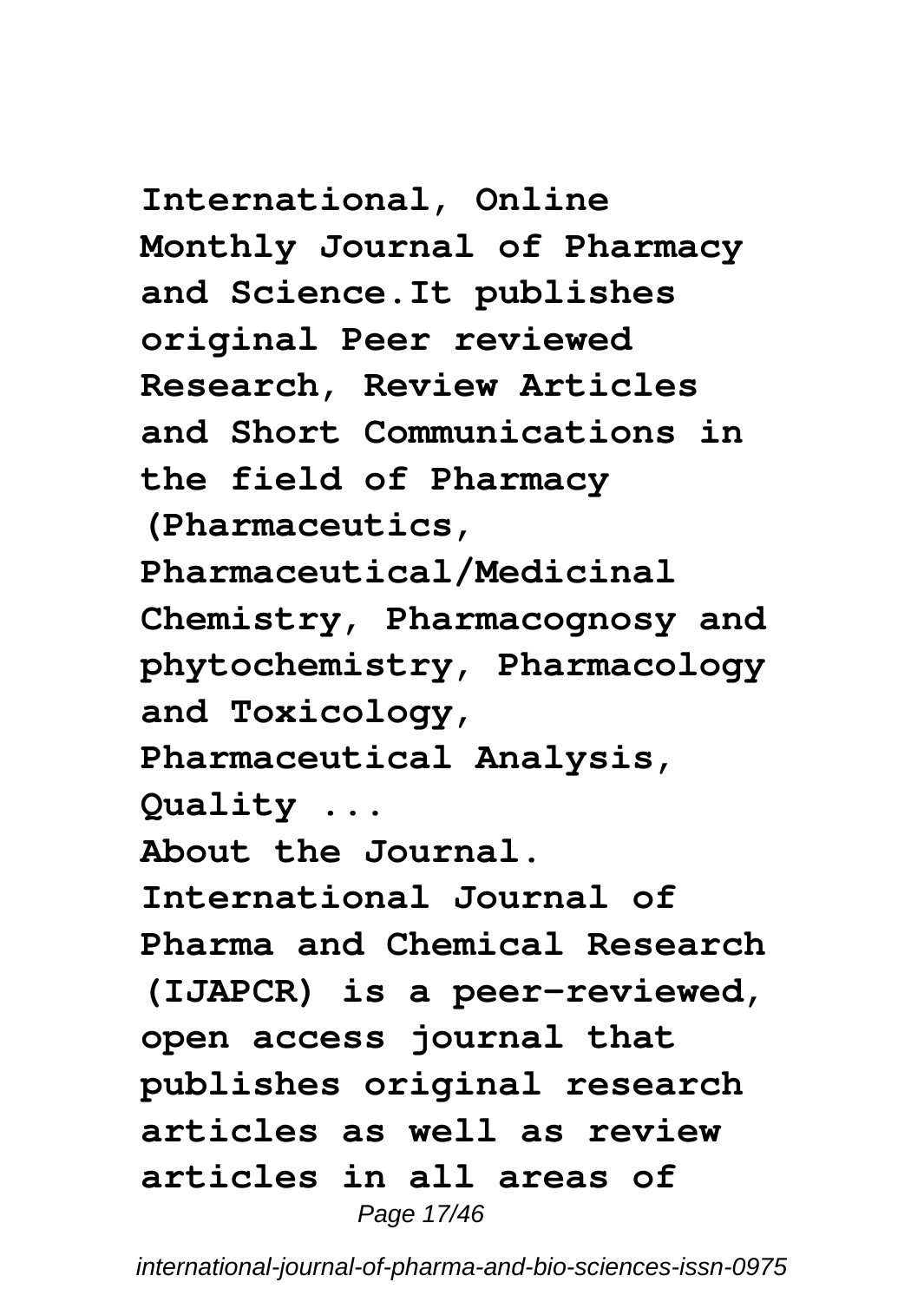**International, Online Monthly Journal of Pharmacy and Science.It publishes original Peer reviewed Research, Review Articles and Short Communications in the field of Pharmacy (Pharmaceutics, Pharmaceutical/Medicinal Chemistry, Pharmacognosy and phytochemistry, Pharmacology and Toxicology, Pharmaceutical Analysis, Quality ...**

**About the Journal. International Journal of Pharma and Chemical Research (IJAPCR) is a peer-reviewed, open access journal that publishes original research articles as well as review articles in all areas of**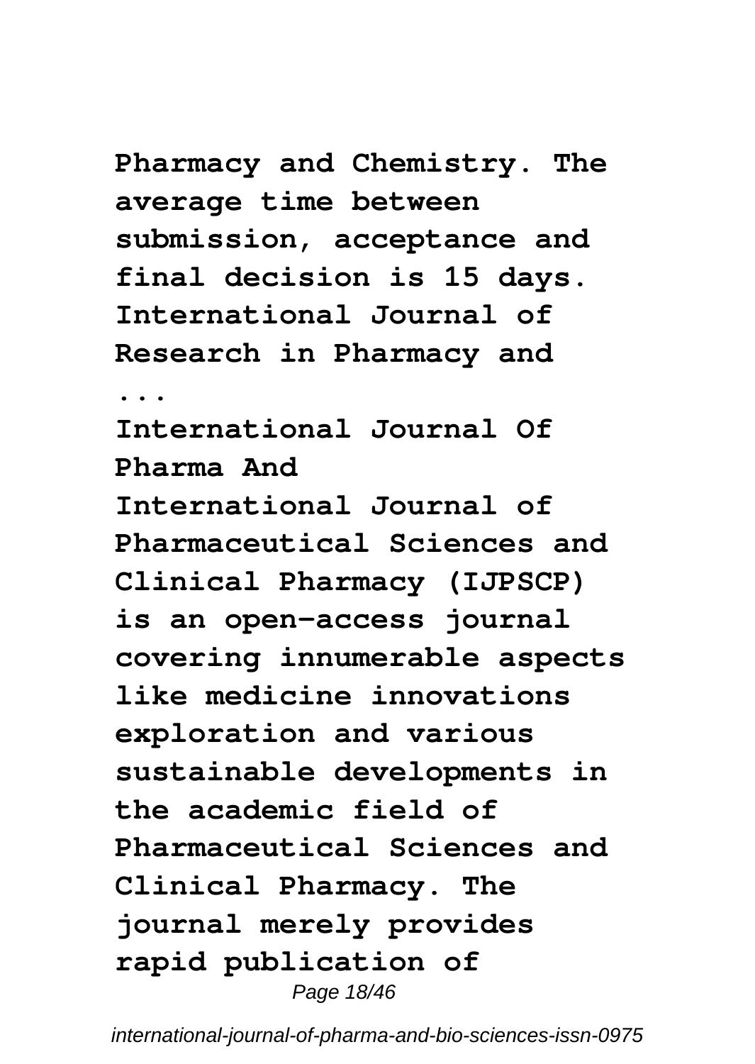Pharmacy and Chemistry. The average time between submission, acceptance and final decision is 15 days. International Journal of Research in Pharmacy and ...

**International Journal Of Pharma And**

International Journal of Pharmaceutical Sciences and Clinical Pharmacy (IJPSCP) is an open-access journal covering innumerable aspects like medicine innovations exploration and various sustainable developments in the academic field of Pharmaceutical Sciences and Clinical Pharmacy. The journal merely provides rapid publication of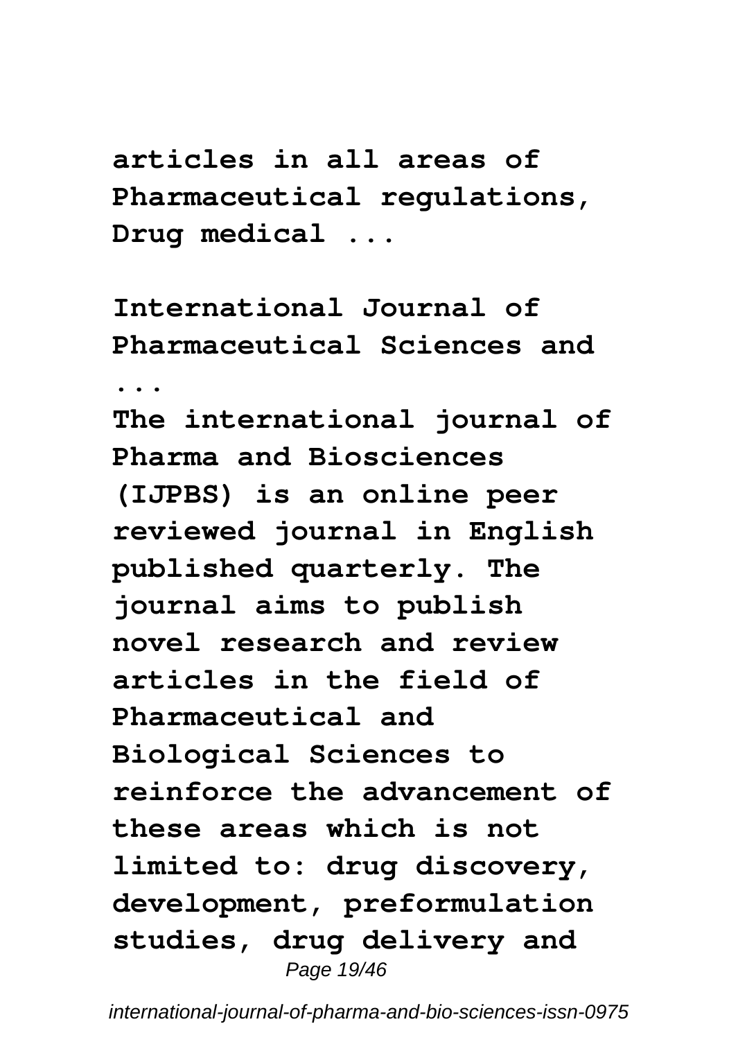**articles in all areas of Pharmaceutical regulations, Drug medical ...**

**International Journal of Pharmaceutical Sciences and ...**

**The international journal of Pharma and Biosciences (IJPBS) is an online peer reviewed journal in English published quarterly. The journal aims to publish novel research and review articles in the field of Pharmaceutical and Biological Sciences to reinforce the advancement of these areas which is not limited to: drug discovery, development, preformulation studies, drug delivery and**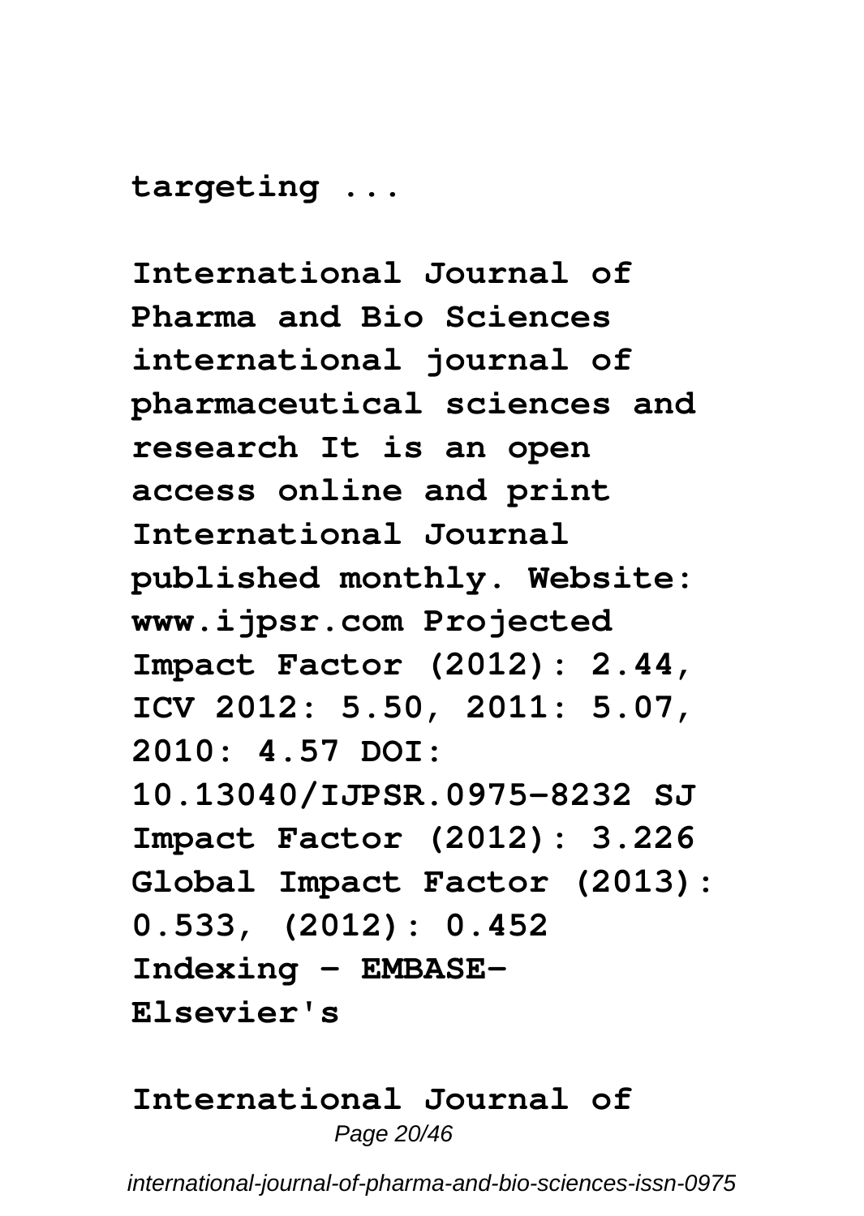**targeting ...**

**International Journal of Pharma and Bio Sciences international journal of pharmaceutical sciences and research It is an open access online and print International Journal published monthly. Website: www.ijpsr.com Projected Impact Factor (2012): 2.44, ICV 2012: 5.50, 2011: 5.07, 2010: 4.57 DOI: 10.13040/IJPSR.0975-8232 SJ Impact Factor (2012): 3.226 Global Impact Factor (2013): 0.533, (2012): 0.452 Indexing - EMBASE-Elsevier's**

**International Journal of**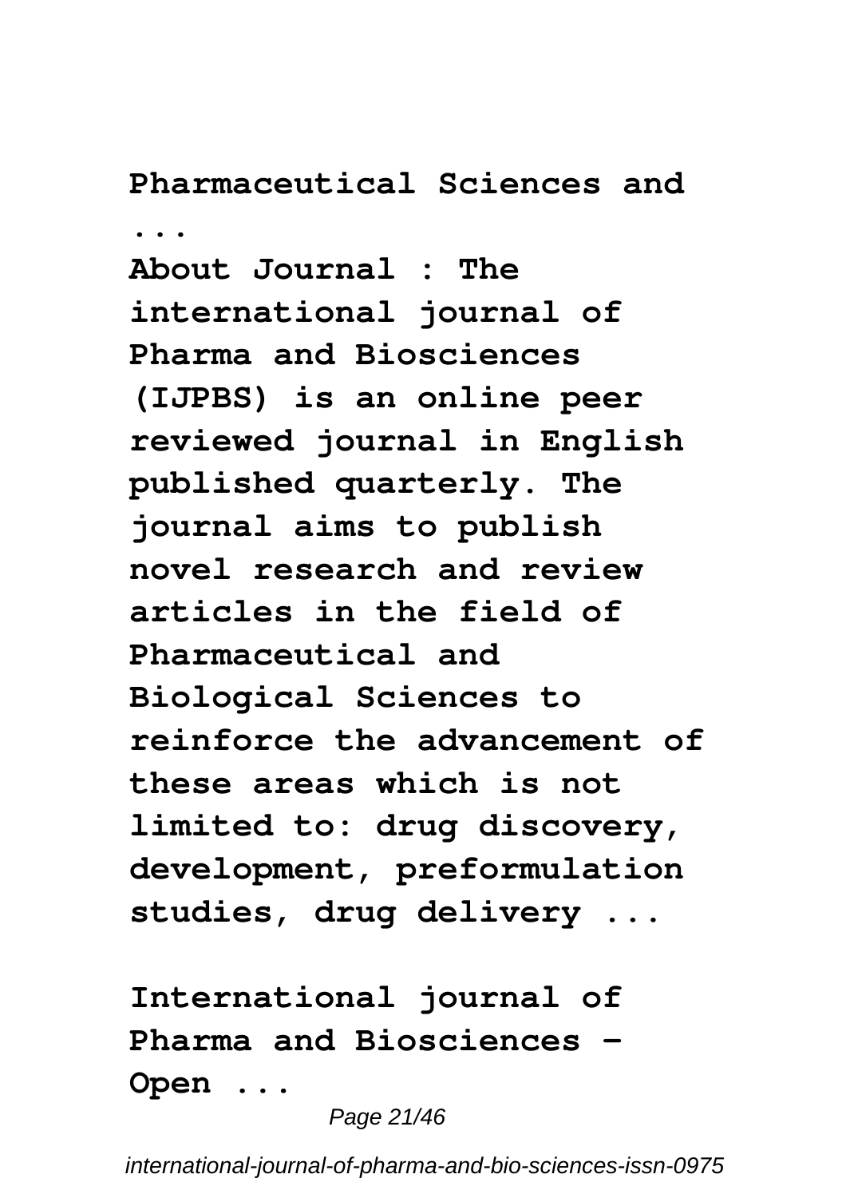**Pharmaceutical Sciences and ...**

**About Journal : The international journal of Pharma and Biosciences (IJPBS) is an online peer reviewed journal in English published quarterly. The journal aims to publish novel research and review articles in the field of Pharmaceutical and Biological Sciences to reinforce the advancement of these areas which is not limited to: drug discovery, development, preformulation studies, drug delivery ...**

**International journal of Pharma and Biosciences - Open ...**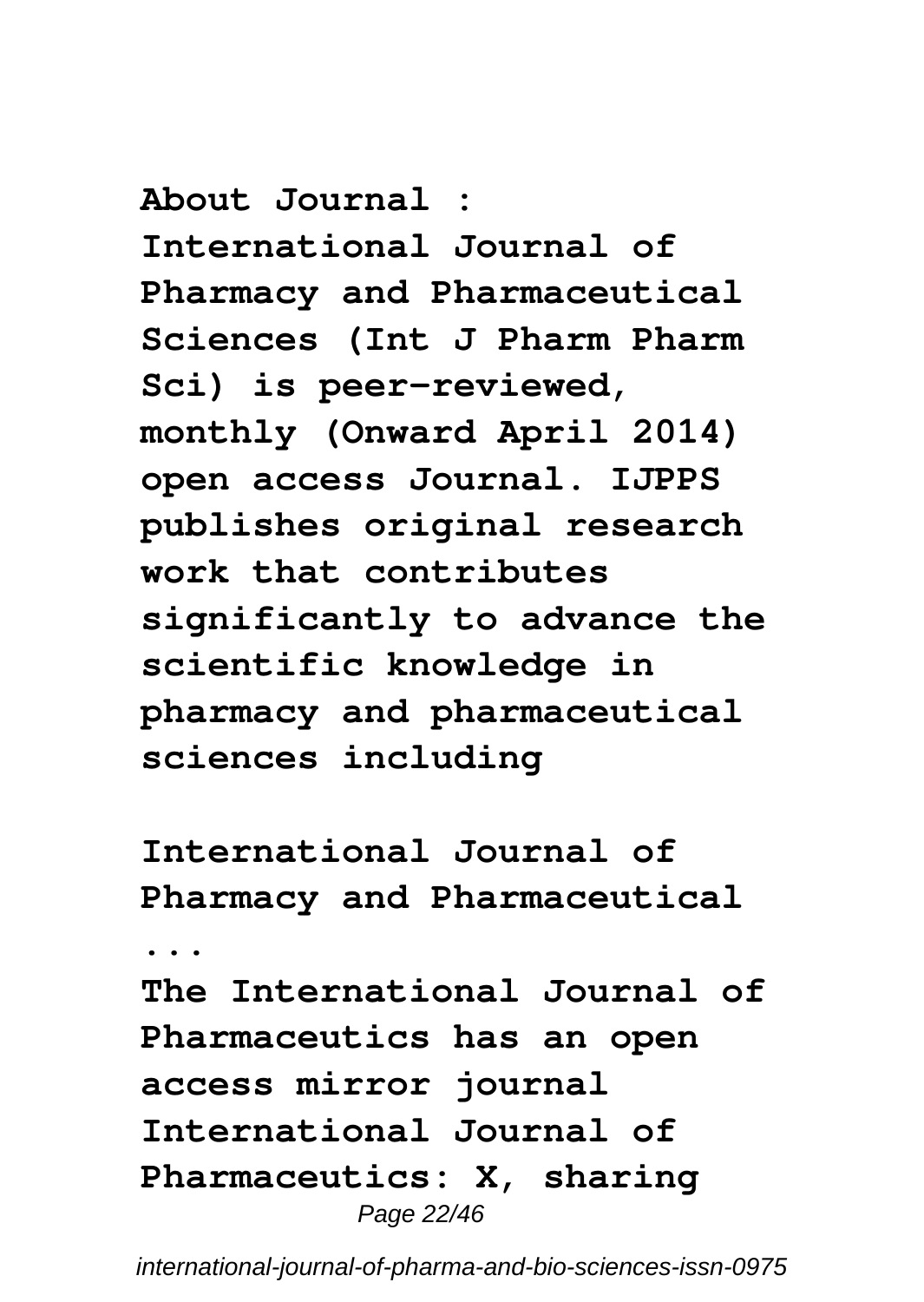**About Journal :**
**International Journal of Pharmacy and Pharmaceutical Sciences (Int J Pharm Pharm Sci) is peer-reviewed, monthly (Onward April 2014) open access Journal. IJPPS publishes original research work that contributes significantly to advance the scientific knowledge in pharmacy and pharmaceutical sciences including**

**International Journal of Pharmacy and Pharmaceutical ...**

**The International Journal of Pharmaceutics has an open access mirror journal International Journal of Pharmaceutics: X, sharing**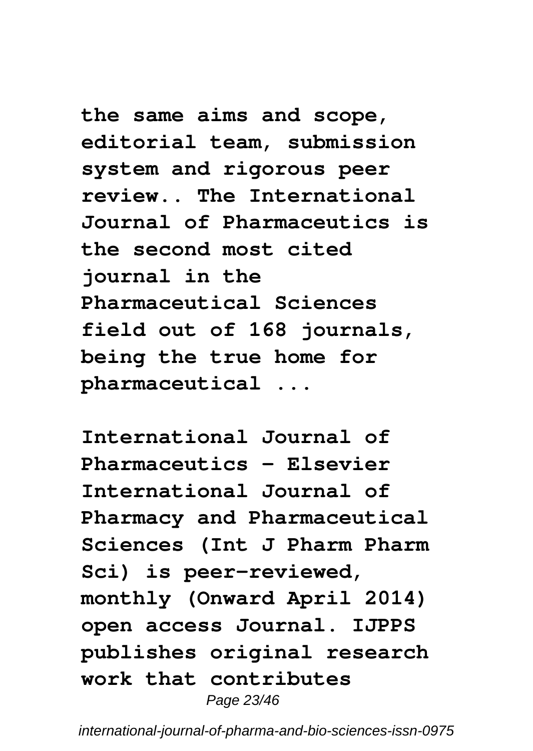**the same aims and scope, editorial team, submission system and rigorous peer review.. The International Journal of Pharmaceutics is the second most cited journal in the Pharmaceutical Sciences field out of 168 journals, being the true home for pharmaceutical ...**

**International Journal of Pharmaceutics - Elsevier International Journal of Pharmacy and Pharmaceutical Sciences (Int J Pharm Pharm Sci) is peer-reviewed, monthly (Onward April 2014) open access Journal. IJPPS publishes original research work that contributes**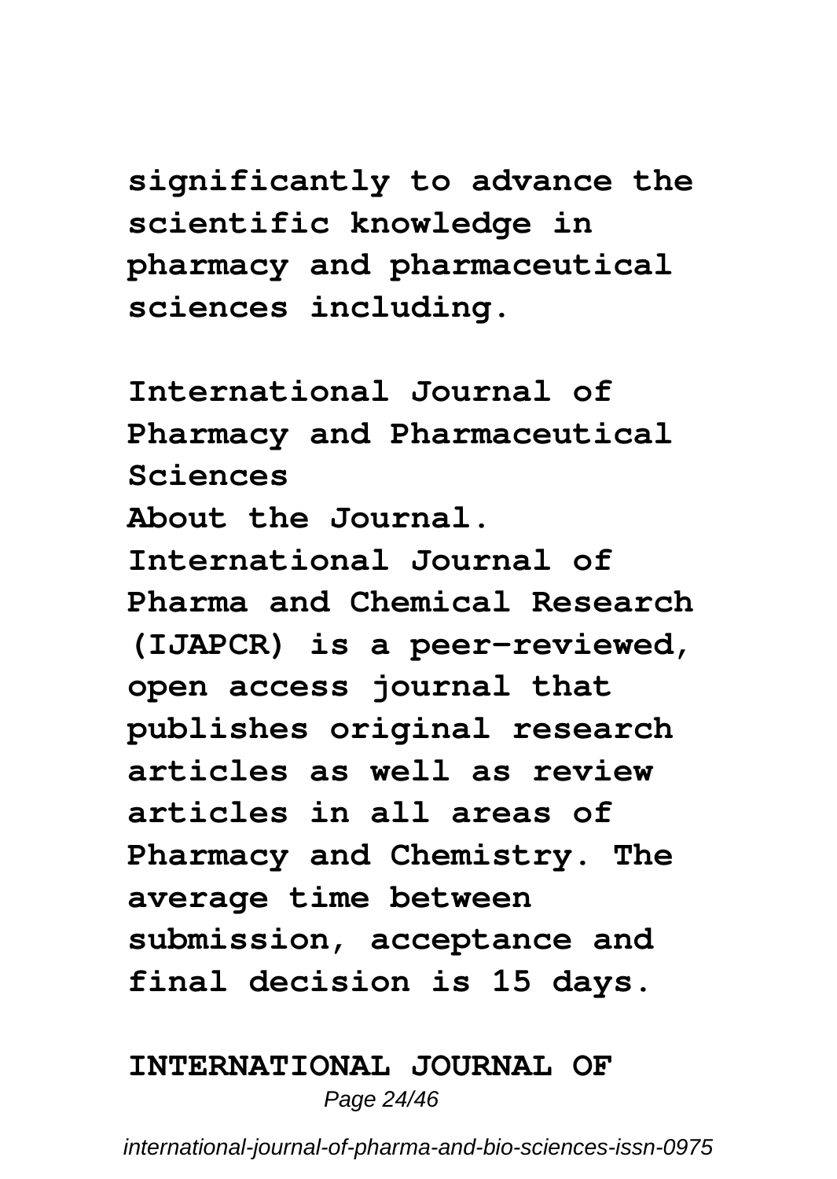**significantly to advance the scientific knowledge in pharmacy and pharmaceutical sciences including.**

**International Journal of Pharmacy and Pharmaceutical Sciences**

**About the Journal. International Journal of Pharma and Chemical Research (IJAPCR) is a peer-reviewed, open access journal that publishes original research articles as well as review articles in all areas of Pharmacy and Chemistry. The average time between submission, acceptance and final decision is 15 days.**

**INTERNATIONAL JOURNAL OF**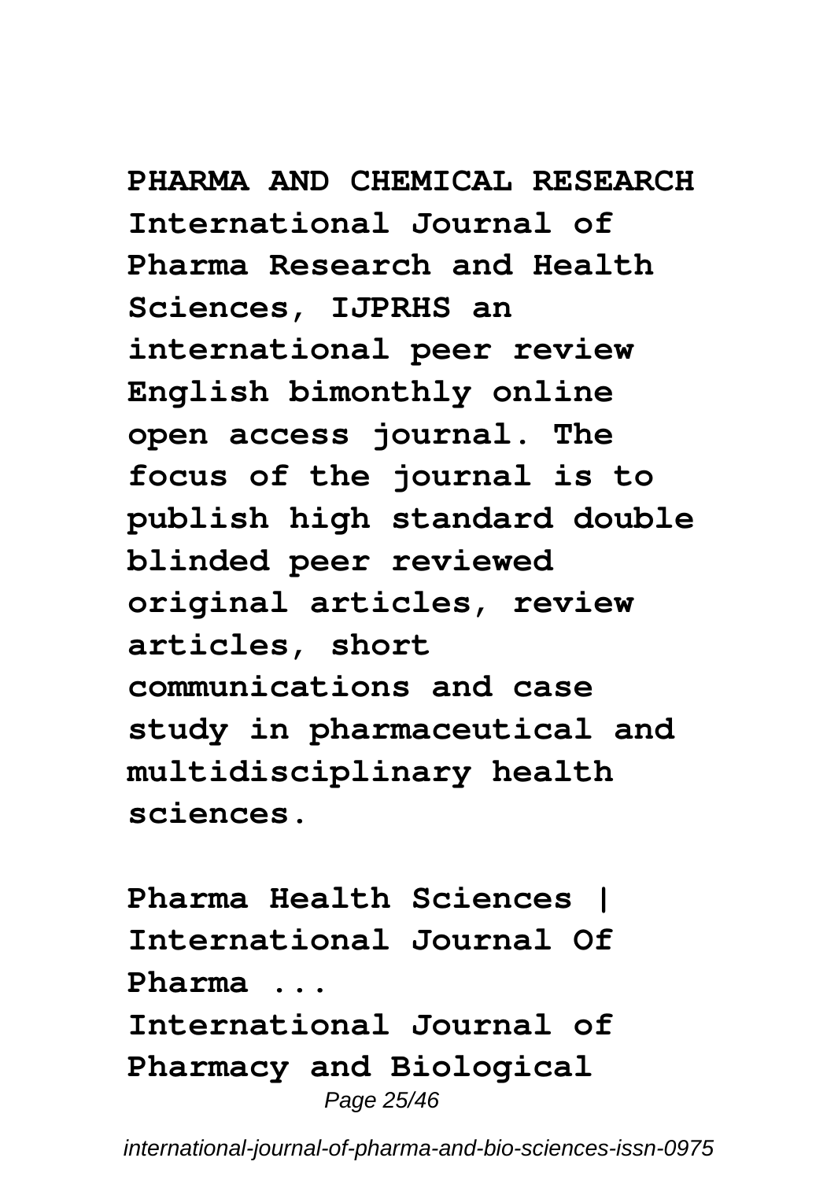**PHARMA AND CHEMICAL RESEARCH International Journal of Pharma Research and Health Sciences, IJPRHS an international peer review English bimonthly online open access journal. The focus of the journal is to publish high standard double blinded peer reviewed original articles, review articles, short communications and case study in pharmaceutical and multidisciplinary health sciences.**

**Pharma Health Sciences | International Journal Of Pharma ...**

**International Journal of Pharmacy and Biological**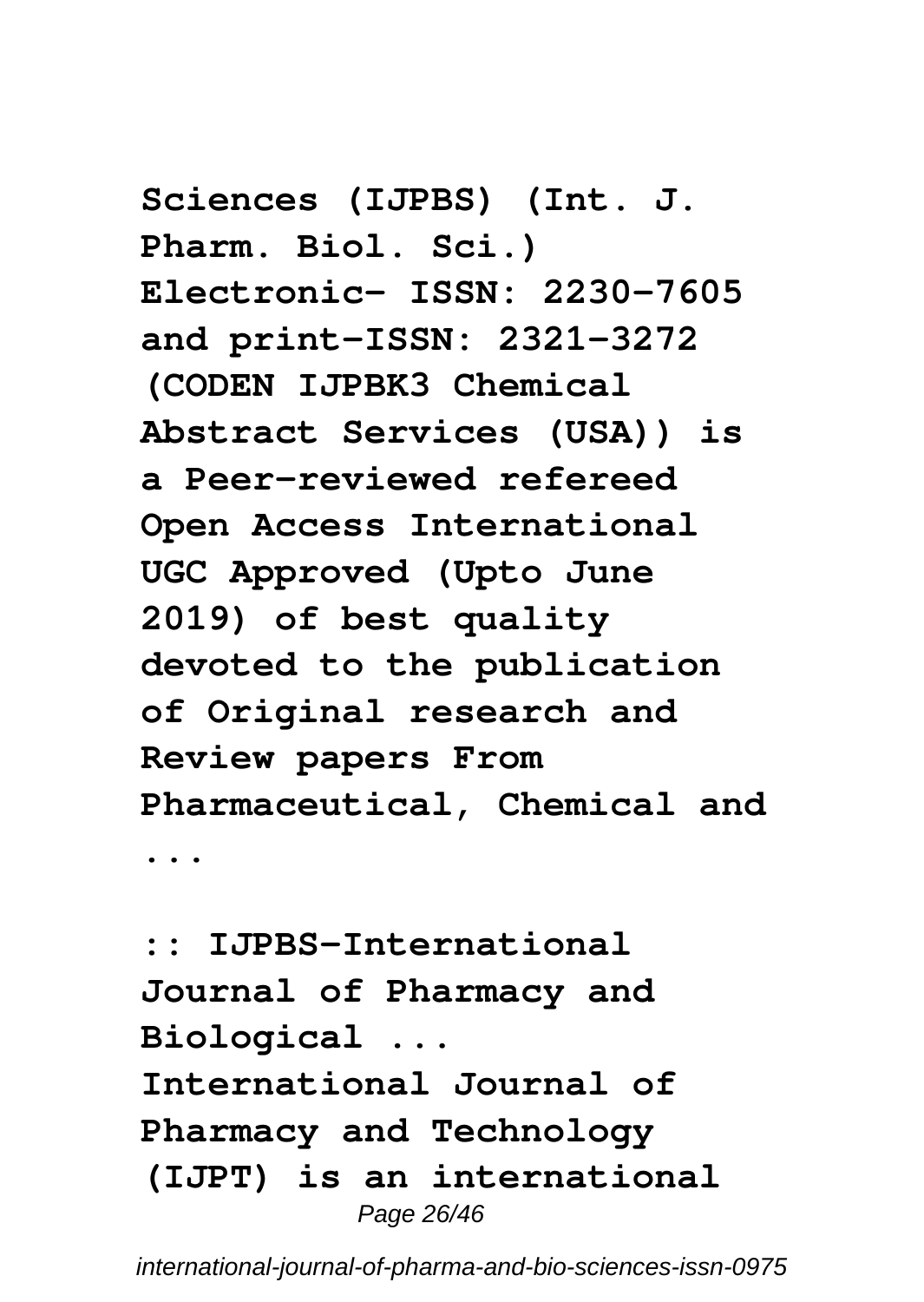**Sciences (IJPBS) (Int. J. Pharm. Biol. Sci.) Electronic- ISSN: 2230-7605 and print-ISSN: 2321-3272 (CODEN IJPBK3 Chemical Abstract Services (USA)) is a Peer-reviewed refereed Open Access International UGC Approved (Upto June 2019) of best quality devoted to the publication of Original research and Review papers From Pharmaceutical, Chemical and ...**

**:: IJPBS-International Journal of Pharmacy and Biological ...**

**International Journal of Pharmacy and Technology (IJPT) is an international**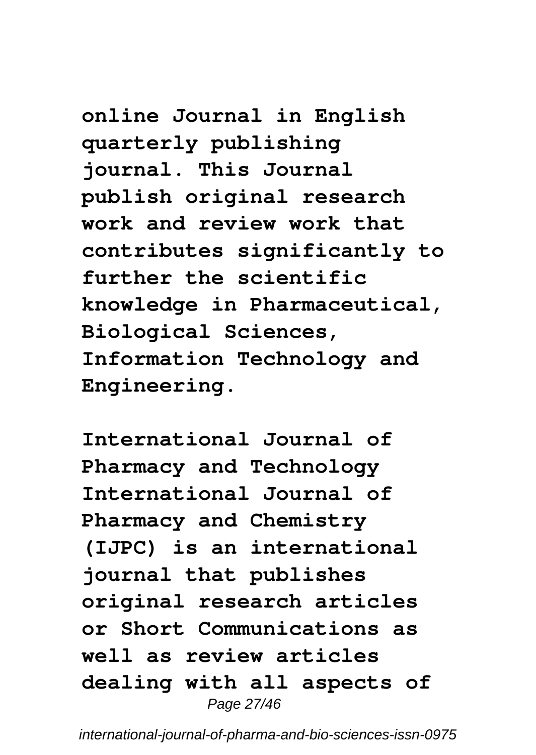**online Journal in English quarterly publishing journal. This Journal publish original research work and review work that contributes significantly to further the scientific knowledge in Pharmaceutical, Biological Sciences, Information Technology and Engineering.**

**International Journal of Pharmacy and Technology International Journal of Pharmacy and Chemistry (IJPC) is an international journal that publishes original research articles or Short Communications as well as review articles dealing with all aspects of**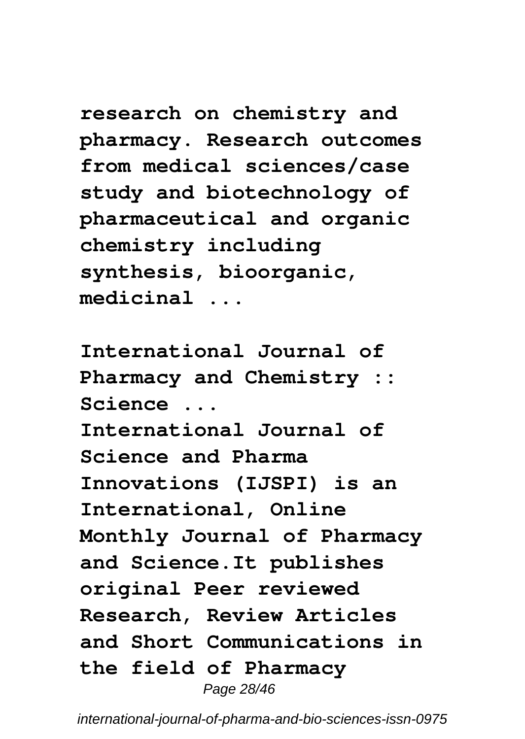**research on chemistry and pharmacy. Research outcomes from medical sciences/case study and biotechnology of pharmaceutical and organic chemistry including synthesis, bioorganic, medicinal ...**

**International Journal of Pharmacy and Chemistry :: Science ...**

**International Journal of Science and Pharma Innovations (IJSPI) is an International, Online Monthly Journal of Pharmacy and Science.It publishes original Peer reviewed Research, Review Articles and Short Communications in the field of Pharmacy**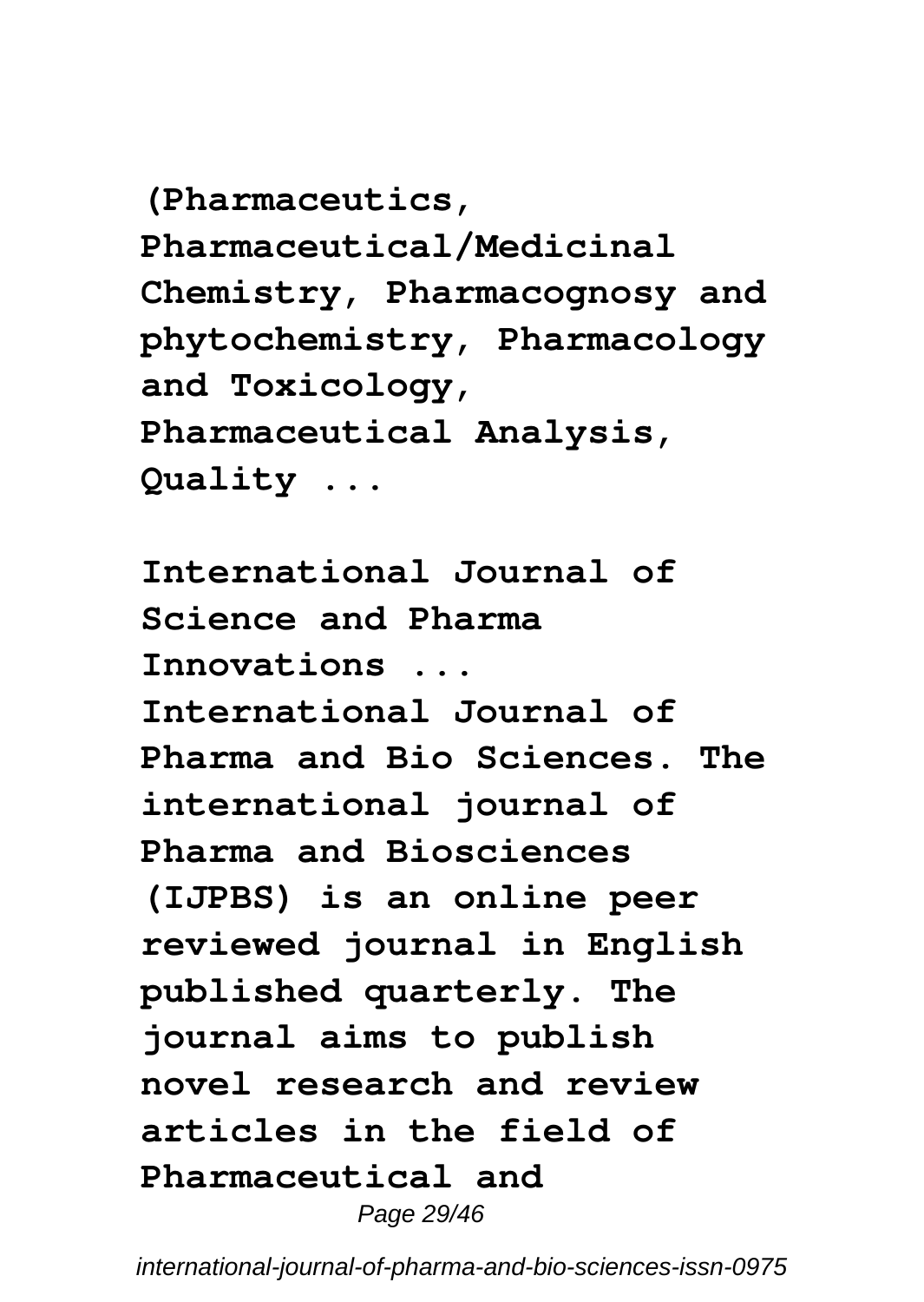**(Pharmaceutics, Pharmaceutical/Medicinal Chemistry, Pharmacognosy and phytochemistry, Pharmacology and Toxicology, Pharmaceutical Analysis, Quality ...**

**International Journal of Science and Pharma Innovations ...**

**International Journal of Pharma and Bio Sciences. The international journal of Pharma and Biosciences (IJPBS) is an online peer reviewed journal in English published quarterly. The journal aims to publish novel research and review articles in the field of Pharmaceutical and**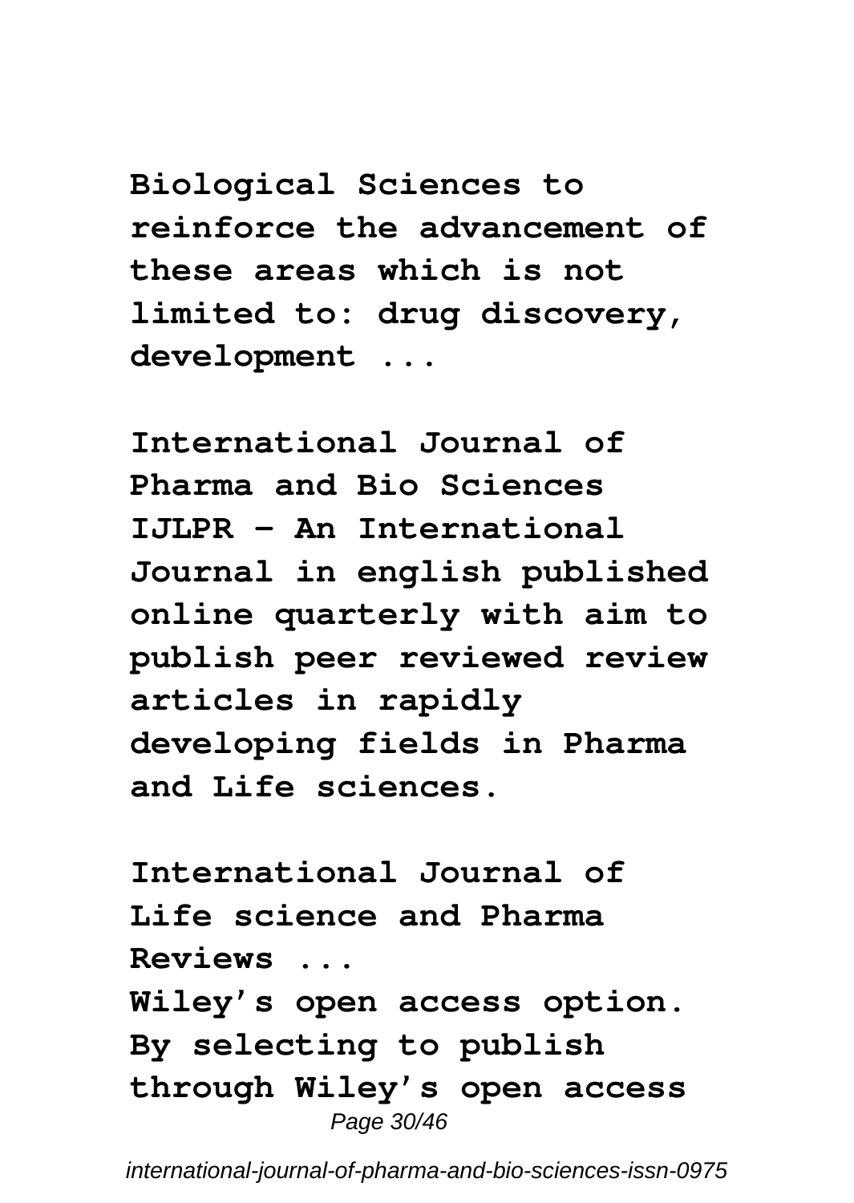**Biological Sciences to reinforce the advancement of these areas which is not limited to: drug discovery, development ...**

**International Journal of Pharma and Bio Sciences**
**IJLPR - An International Journal in english published online quarterly with aim to publish peer reviewed review articles in rapidly developing fields in Pharma and Life sciences.**

**International Journal of Life science and Pharma Reviews ...**
**Wiley's open access option. By selecting to publish through Wiley's open access**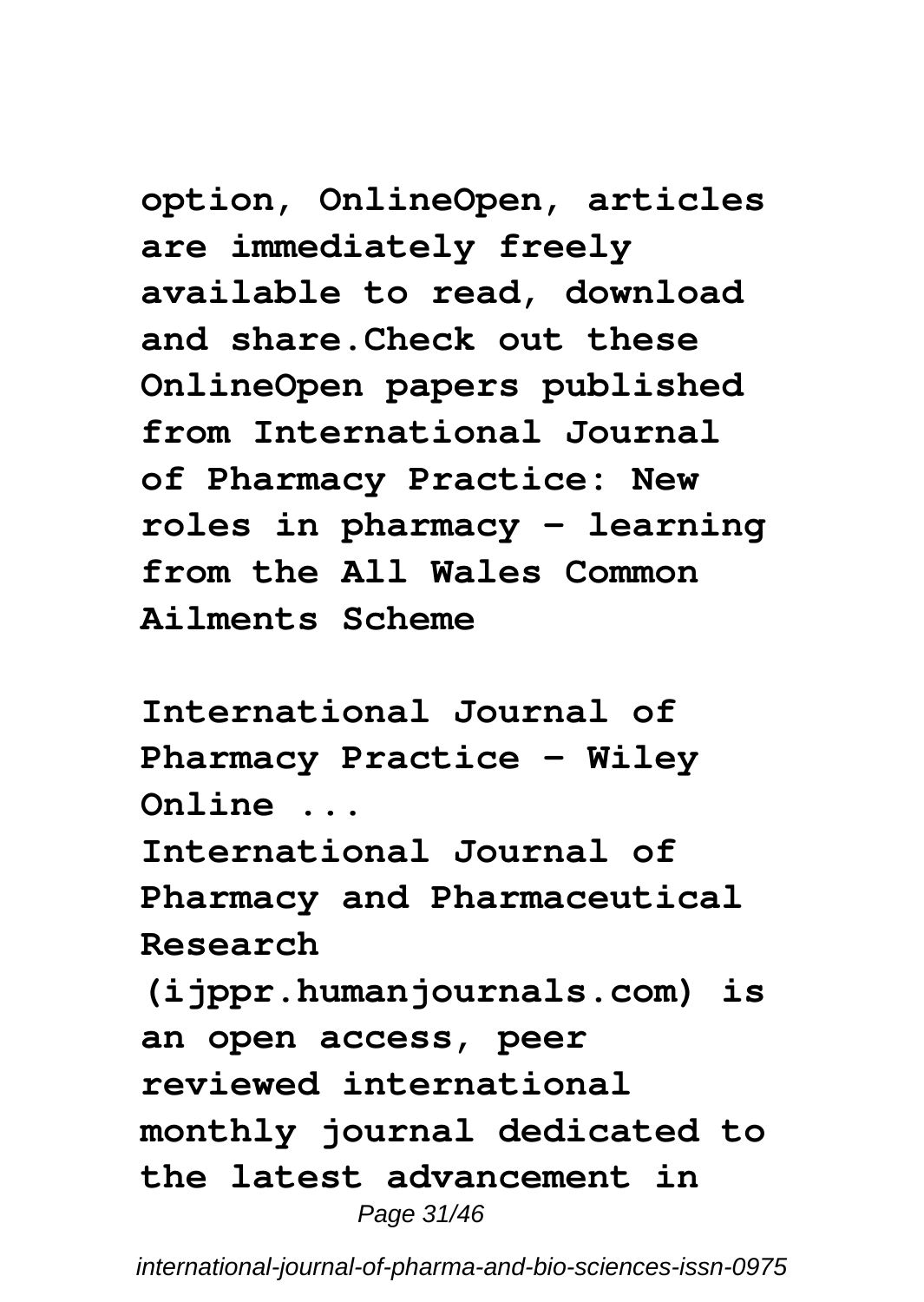**option, OnlineOpen, articles are immediately freely available to read, download and share.Check out these OnlineOpen papers published from International Journal of Pharmacy Practice: New roles in pharmacy - learning from the All Wales Common Ailments Scheme**

**International Journal of Pharmacy Practice - Wiley Online ...**

**International Journal of Pharmacy and Pharmaceutical Research (ijppr.humanjournals.com) is an open access, peer reviewed international monthly journal dedicated to the latest advancement in**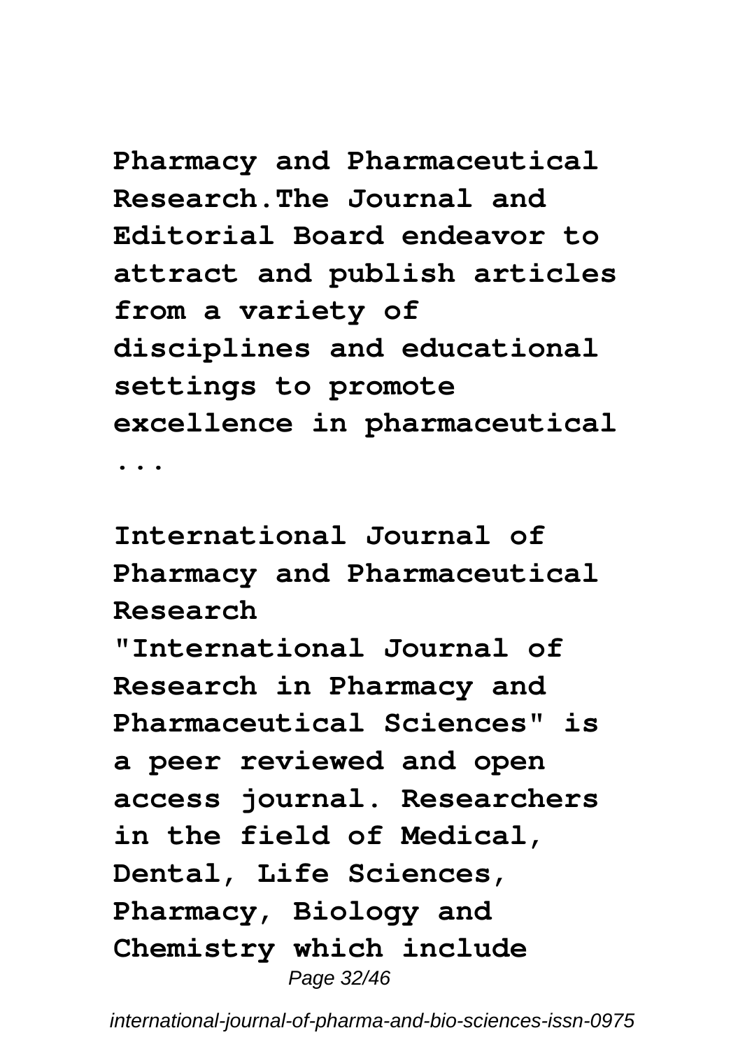**Pharmacy and Pharmaceutical Research.The Journal and Editorial Board endeavor to attract and publish articles from a variety of disciplines and educational settings to promote excellence in pharmaceutical ...**

**International Journal of Pharmacy and Pharmaceutical Research**

**"International Journal of Research in Pharmacy and Pharmaceutical Sciences" is a peer reviewed and open access journal. Researchers in the field of Medical, Dental, Life Sciences, Pharmacy, Biology and Chemistry which include**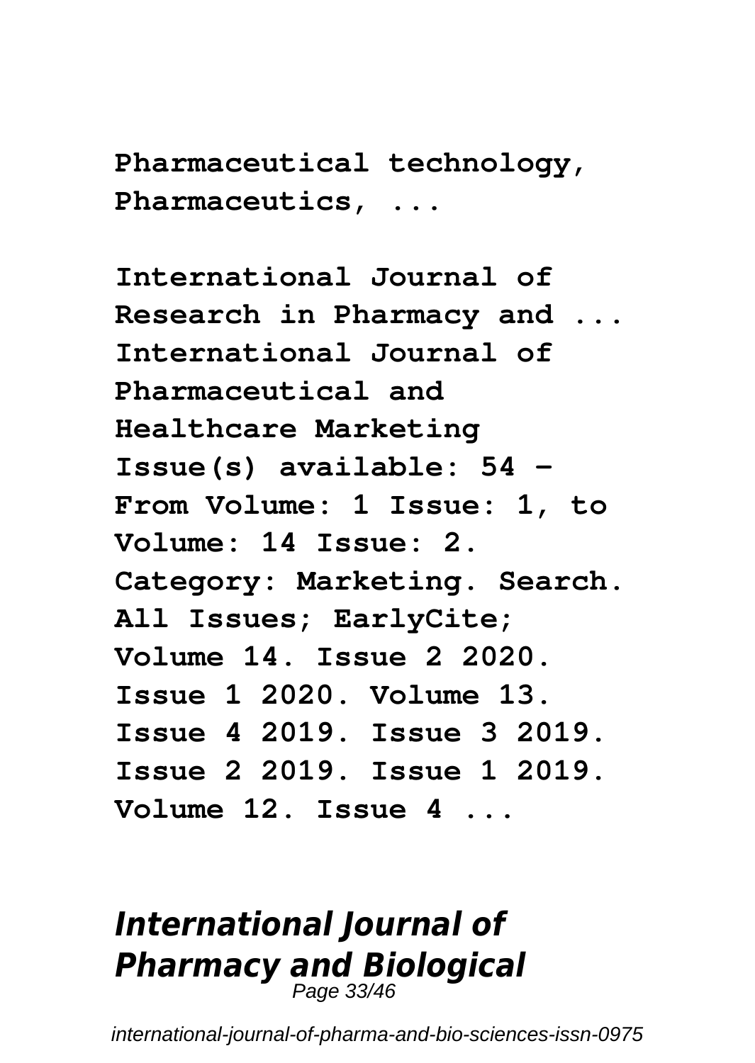**Pharmaceutical technology, Pharmaceutics, ...**

**International Journal of Research in Pharmacy and ...**
**International Journal of Pharmaceutical and Healthcare Marketing Issue(s) available: 54 – From Volume: 1 Issue: 1, to Volume: 14 Issue: 2. Category: Marketing. Search. All Issues; EarlyCite; Volume 14. Issue 2 2020. Issue 1 2020. Volume 13. Issue 4 2019. Issue 3 2019. Issue 2 2019. Issue 1 2019. Volume 12. Issue 4 ...**

## *International Journal of Pharmacy and Biological*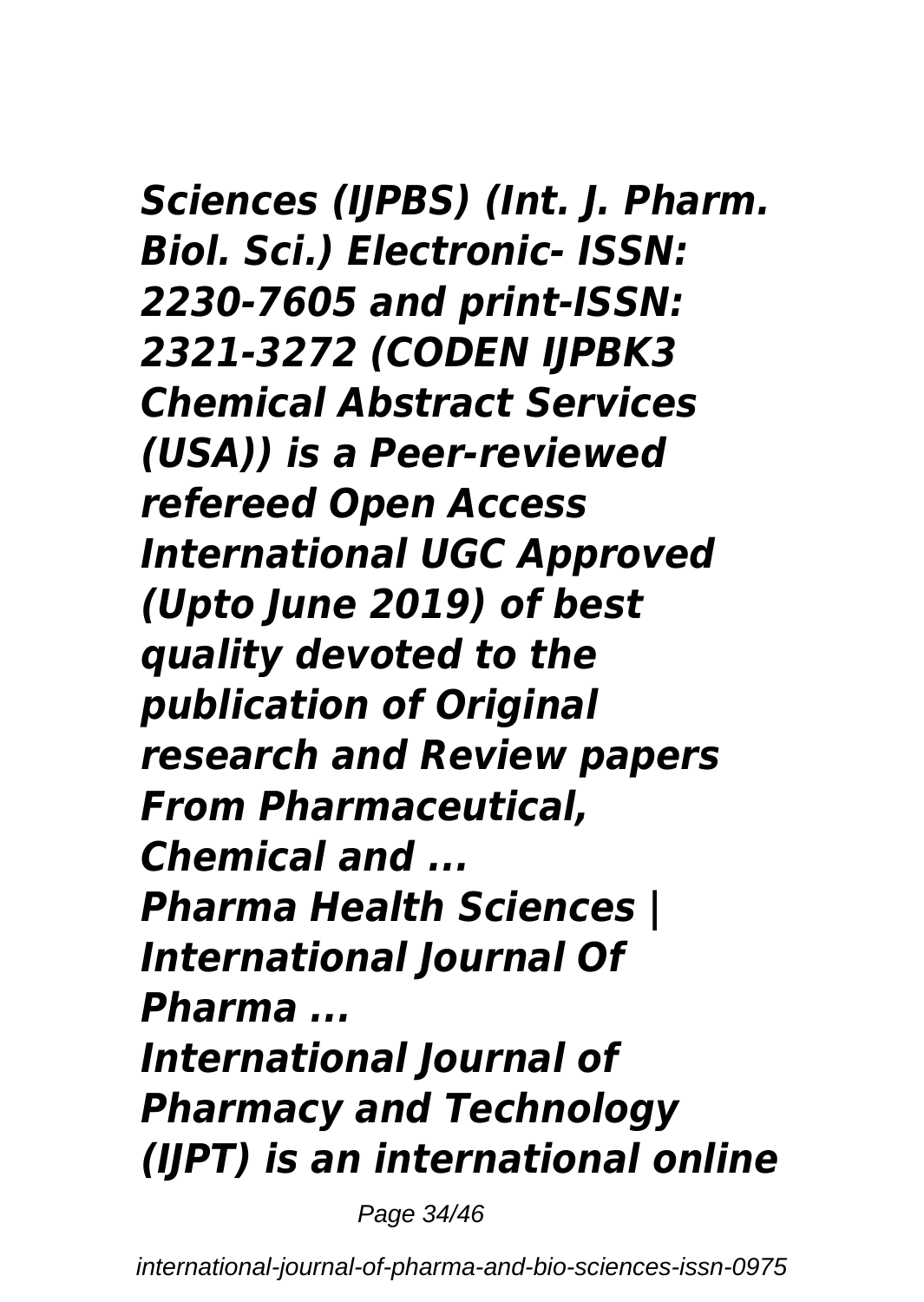***Sciences (IJPBS) (Int. J. Pharm. Biol. Sci.) Electronic- ISSN: 2230-7605 and print-ISSN: 2321-3272 (CODEN IJPBK3 Chemical Abstract Services (USA)) is a Peer-reviewed refereed Open Access International UGC Approved (Upto June 2019) of best quality devoted to the publication of Original research and Review papers From Pharmaceutical, Chemical and ...***

***Pharma Health Sciences | International Journal Of Pharma ...***

***International Journal of Pharmacy and Technology (IJPT) is an international online***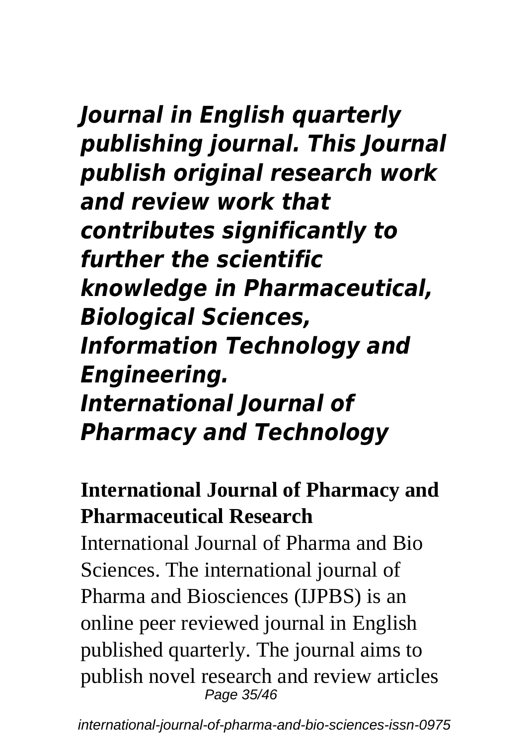***Journal in English quarterly publishing journal. This Journal publish original research work and review work that contributes significantly to further the scientific knowledge in Pharmaceutical, Biological Sciences, Information Technology and Engineering.***
***International Journal of Pharmacy and Technology***

**International Journal of Pharmacy and Pharmaceutical Research**

International Journal of Pharma and Bio Sciences. The international journal of Pharma and Biosciences (IJPBS) is an online peer reviewed journal in English published quarterly. The journal aims to publish novel research and review articles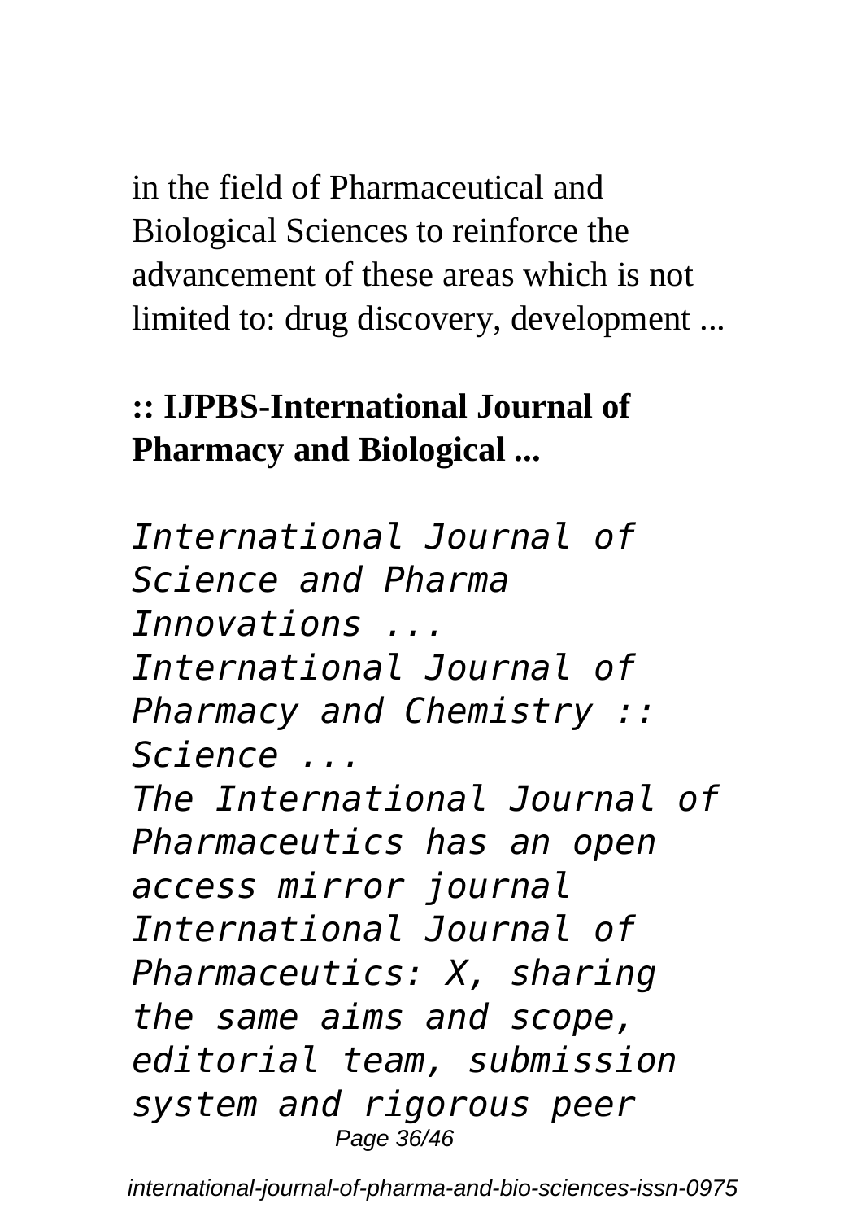in the field of Pharmaceutical and Biological Sciences to reinforce the advancement of these areas which is not limited to: drug discovery, development ...

**:: IJPBS-International Journal of Pharmacy and Biological ...**

*International Journal of Science and Pharma Innovations ...*
*International Journal of Pharmacy and Chemistry :: Science ...*
*The International Journal of Pharmaceutics has an open access mirror journal International Journal of Pharmaceutics: X, sharing the same aims and scope, editorial team, submission system and rigorous peer*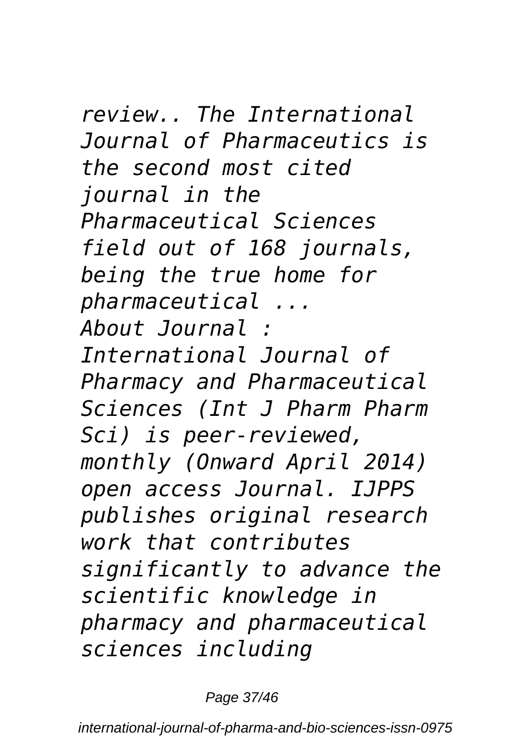*review.. The International Journal of Pharmaceutics is the second most cited journal in the Pharmaceutical Sciences field out of 168 journals, being the true home for pharmaceutical ...*

*About Journal : International Journal of Pharmacy and Pharmaceutical Sciences (Int J Pharm Pharm Sci) is peer-reviewed, monthly (Onward April 2014) open access Journal. IJPPS publishes original research work that contributes significantly to advance the scientific knowledge in pharmacy and pharmaceutical sciences including*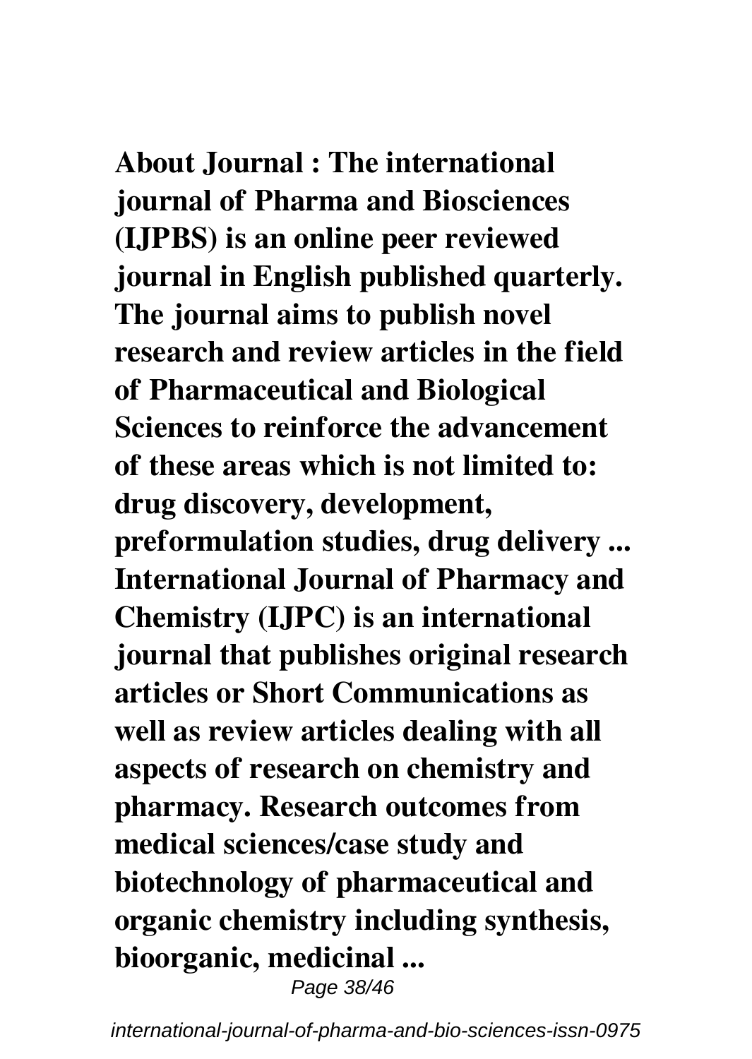**About Journal : The international journal of Pharma and Biosciences (IJPBS) is an online peer reviewed journal in English published quarterly. The journal aims to publish novel research and review articles in the field of Pharmaceutical and Biological Sciences to reinforce the advancement of these areas which is not limited to: drug discovery, development, preformulation studies, drug delivery ... International Journal of Pharmacy and Chemistry (IJPC) is an international journal that publishes original research articles or Short Communications as well as review articles dealing with all aspects of research on chemistry and pharmacy. Research outcomes from medical sciences/case study and biotechnology of pharmaceutical and organic chemistry including synthesis, bioorganic, medicinal ...**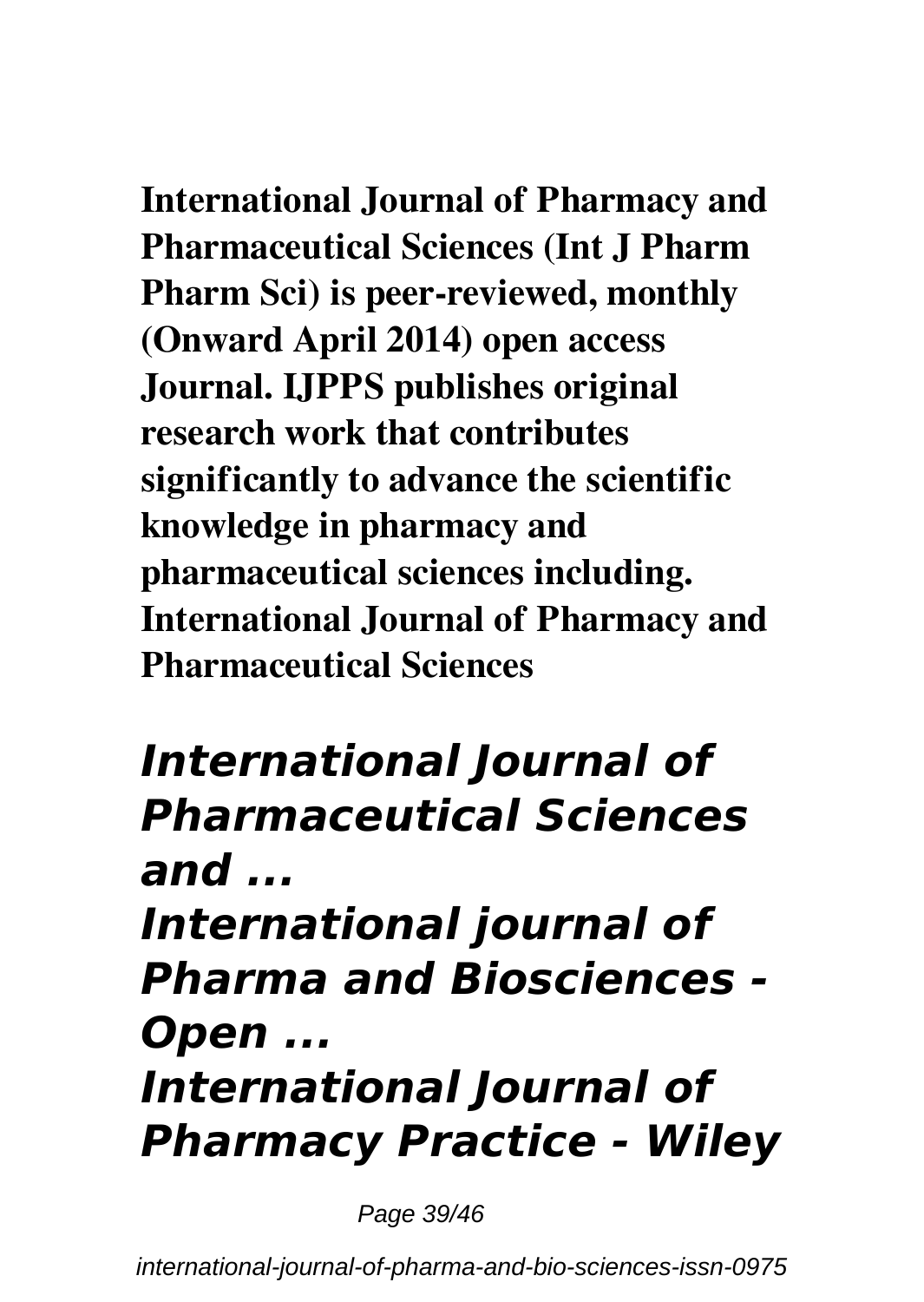**International Journal of Pharmacy and Pharmaceutical Sciences (Int J Pharm Pharm Sci) is peer-reviewed, monthly (Onward April 2014) open access Journal. IJPPS publishes original research work that contributes significantly to advance the scientific knowledge in pharmacy and pharmaceutical sciences including. International Journal of Pharmacy and Pharmaceutical Sciences**

## *International Journal of Pharmaceutical Sciences and ...*
## *International journal of Pharma and Biosciences - Open ...*
## *International Journal of Pharmacy Practice - Wiley*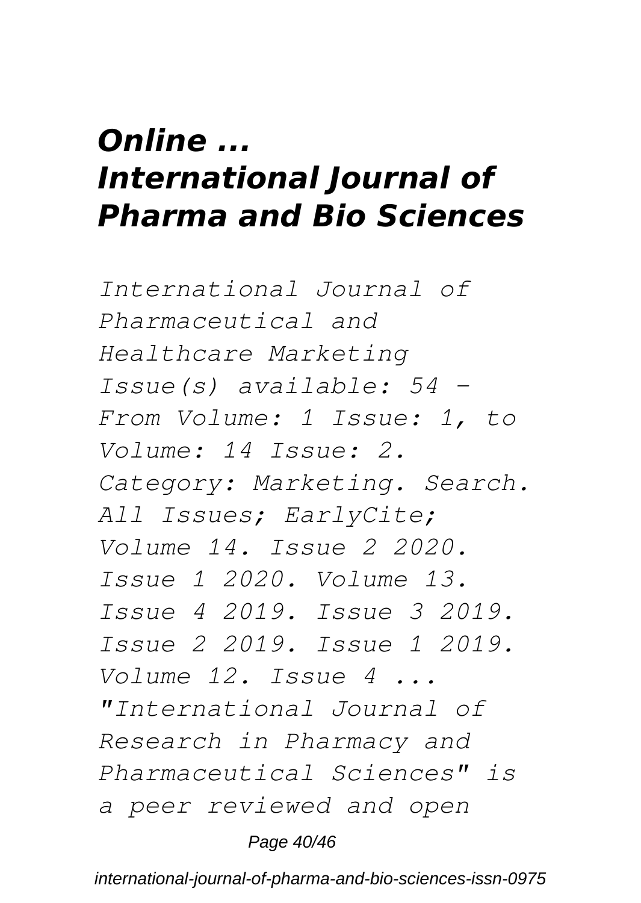## *Online ... International Journal of Pharma and Bio Sciences*

*International Journal of Pharmaceutical and Healthcare Marketing Issue(s) available: 54 – From Volume: 1 Issue: 1, to Volume: 14 Issue: 2. Category: Marketing. Search. All Issues; EarlyCite; Volume 14. Issue 2 2020. Issue 1 2020. Volume 13. Issue 4 2019. Issue 3 2019. Issue 2 2019. Issue 1 2019. Volume 12. Issue 4 ...*

*"International Journal of Research in Pharmacy and Pharmaceutical Sciences" is a peer reviewed and open*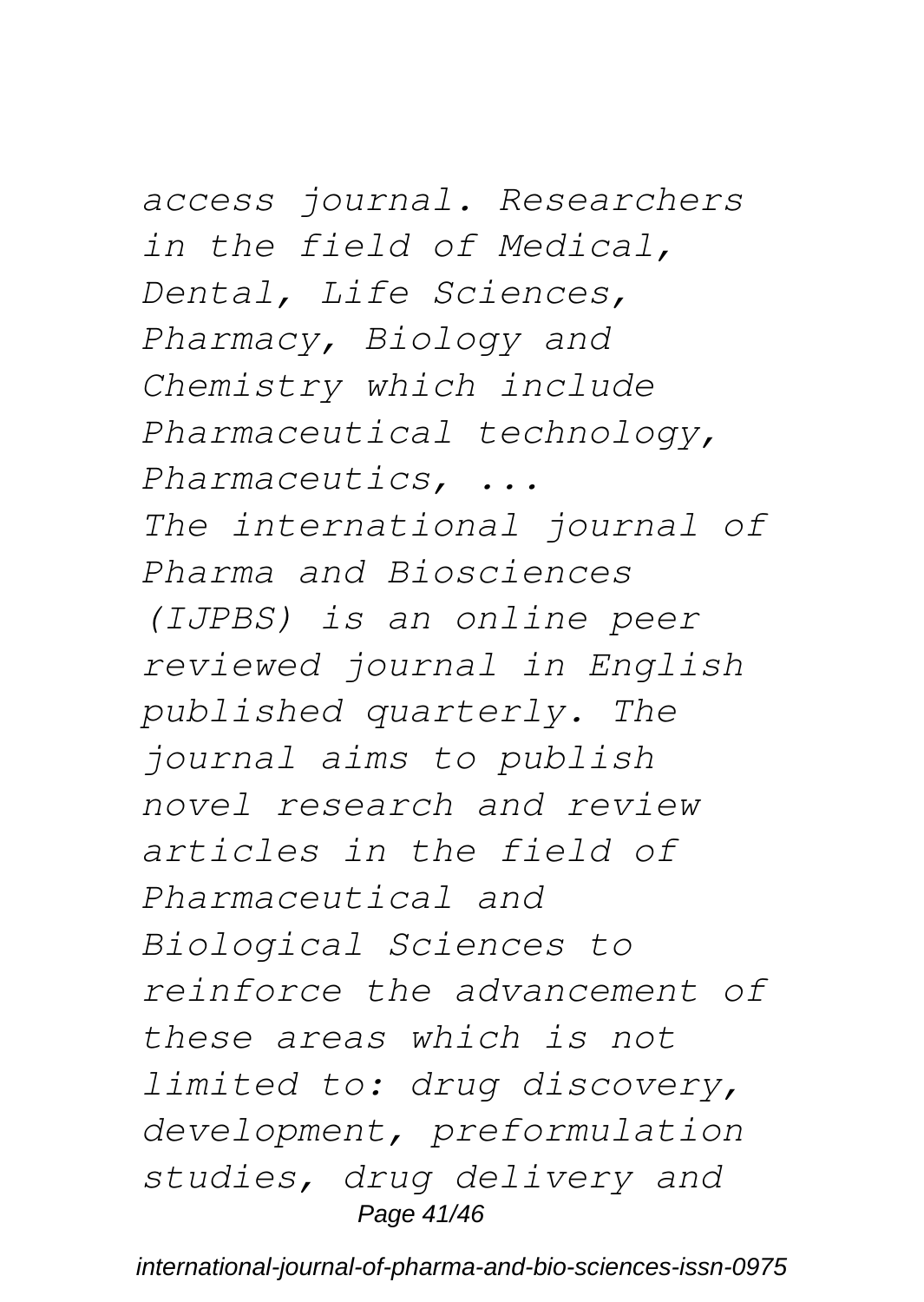*access journal. Researchers in the field of Medical, Dental, Life Sciences, Pharmacy, Biology and Chemistry which include Pharmaceutical technology, Pharmaceutics, ...*

*The international journal of Pharma and Biosciences (IJPBS) is an online peer reviewed journal in English published quarterly. The journal aims to publish novel research and review articles in the field of Pharmaceutical and Biological Sciences to reinforce the advancement of these areas which is not limited to: drug discovery, development, preformulation studies, drug delivery and*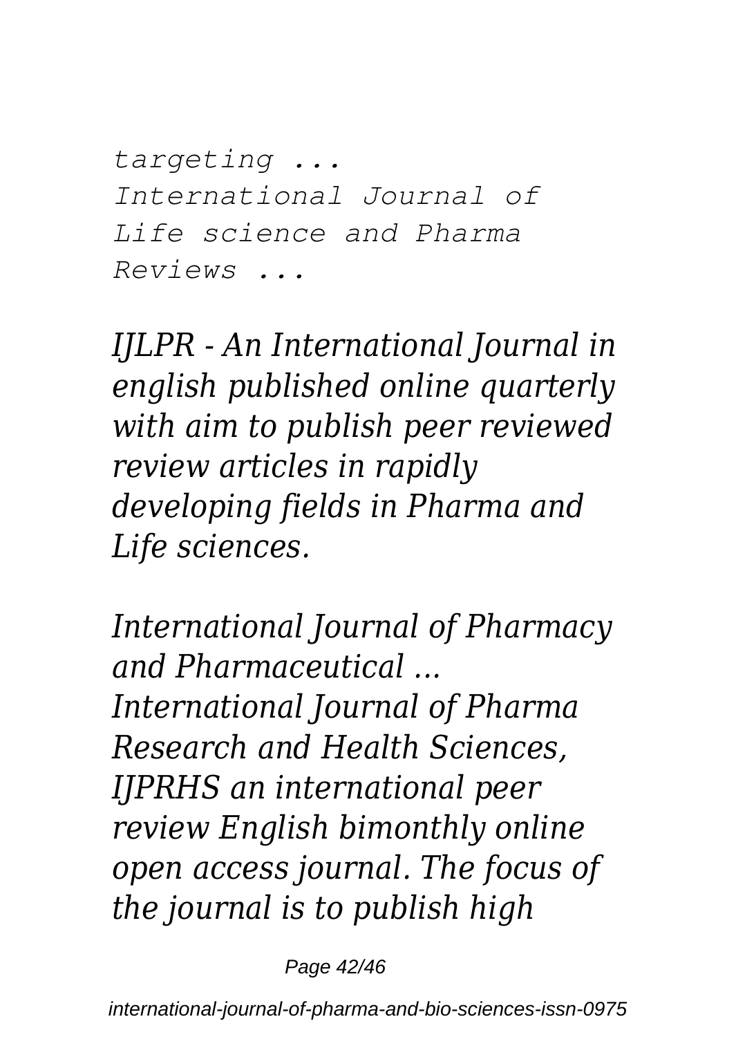*targeting ...*
*International Journal of Life science and Pharma Reviews ...*

*IJLPR - An International Journal in english published online quarterly with aim to publish peer reviewed review articles in rapidly developing fields in Pharma and Life sciences.*

*International Journal of Pharmacy and Pharmaceutical ...*
*International Journal of Pharma Research and Health Sciences, IJPRHS an international peer review English bimonthly online open access journal. The focus of the journal is to publish high*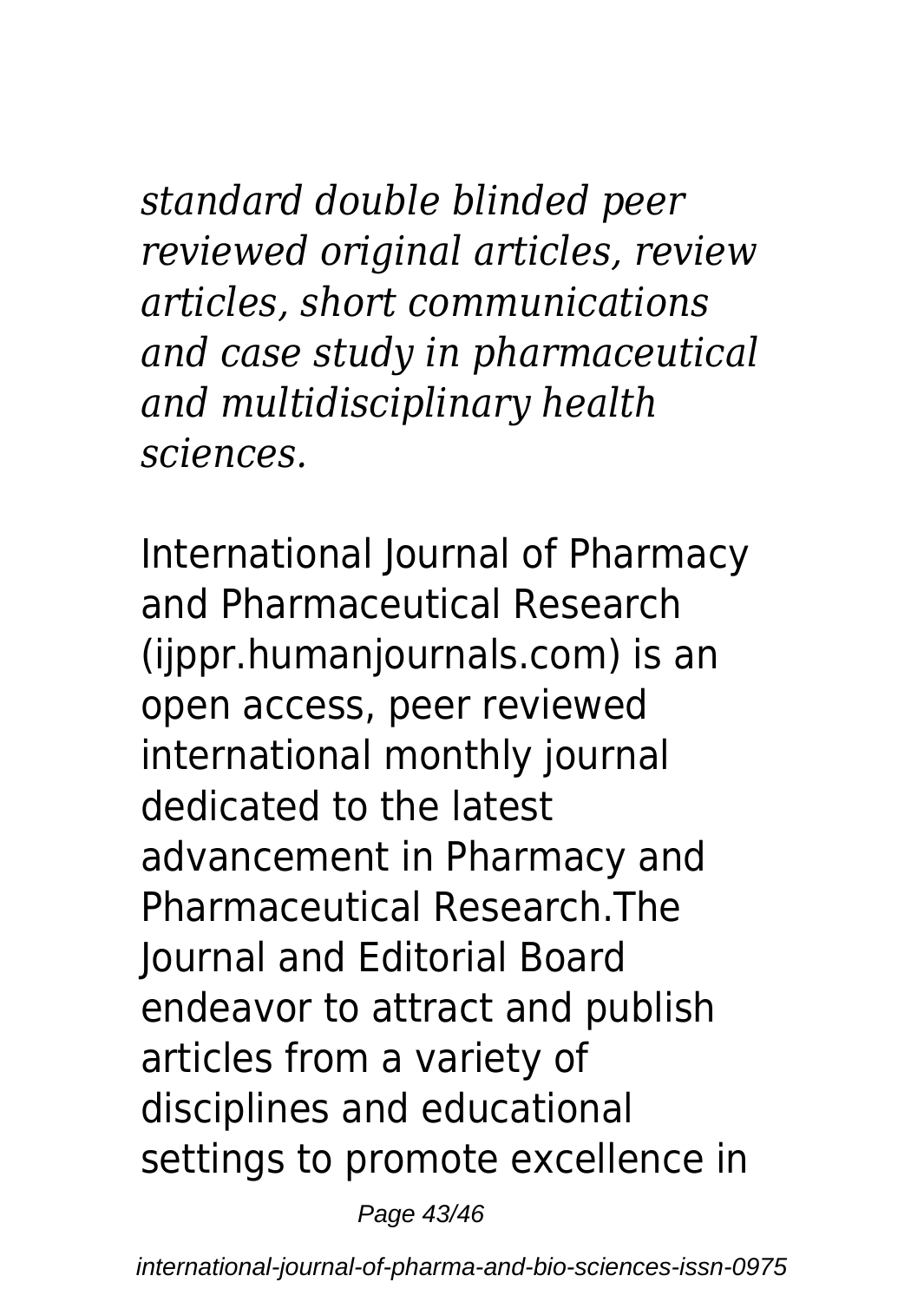*standard double blinded peer reviewed original articles, review articles, short communications and case study in pharmaceutical and multidisciplinary health sciences.*

International Journal of Pharmacy and Pharmaceutical Research (ijppr.humanjournals.com) is an open access, peer reviewed international monthly journal dedicated to the latest advancement in Pharmacy and Pharmaceutical Research.The Journal and Editorial Board endeavor to attract and publish articles from a variety of disciplines and educational settings to promote excellence in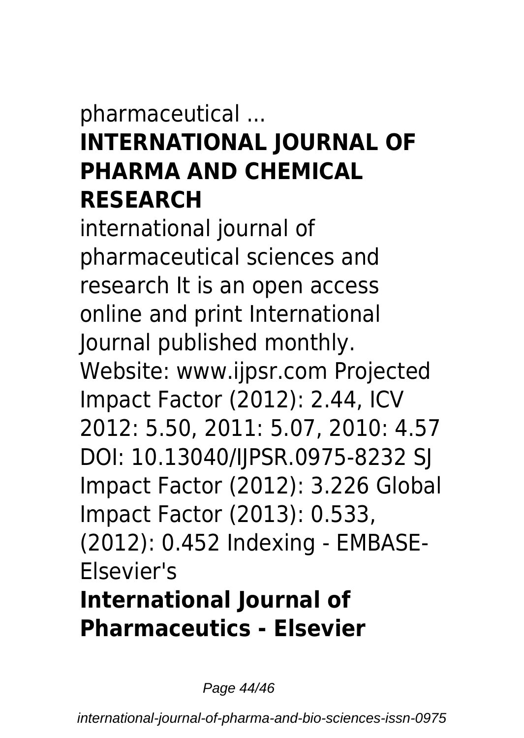pharmaceutical ...

## INTERNATIONAL JOURNAL OF PHARMA AND CHEMICAL RESEARCH

international journal of pharmaceutical sciences and research It is an open access online and print International Journal published monthly. Website: www.ijpsr.com Projected Impact Factor (2012): 2.44, ICV 2012: 5.50, 2011: 5.07, 2010: 4.57 DOI: 10.13040/IJPSR.0975-8232 SJ Impact Factor (2012): 3.226 Global Impact Factor (2013): 0.533, (2012): 0.452 Indexing - EMBASE-Elsevier's

## International Journal of Pharmaceutics - Elsevier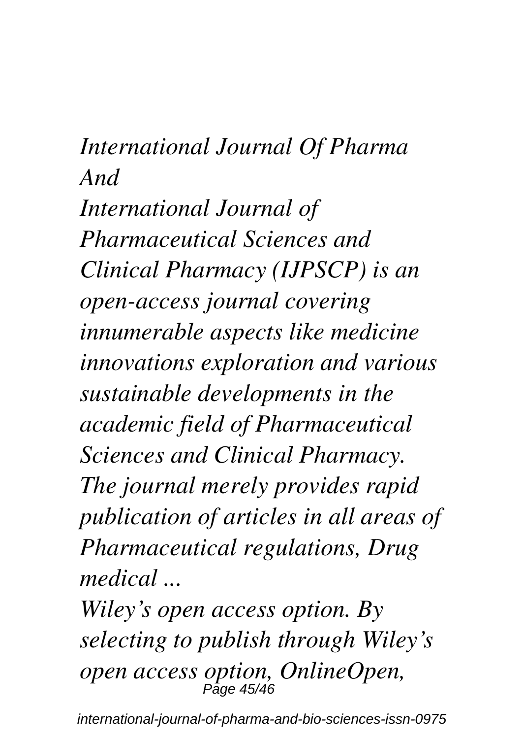*International Journal Of Pharma And*

*International Journal of Pharmaceutical Sciences and Clinical Pharmacy (IJPSCP) is an open-access journal covering innumerable aspects like medicine innovations exploration and various sustainable developments in the academic field of Pharmaceutical Sciences and Clinical Pharmacy. The journal merely provides rapid publication of articles in all areas of Pharmaceutical regulations, Drug medical ...*

*Wiley's open access option. By selecting to publish through Wiley's open access option, OnlineOpen,*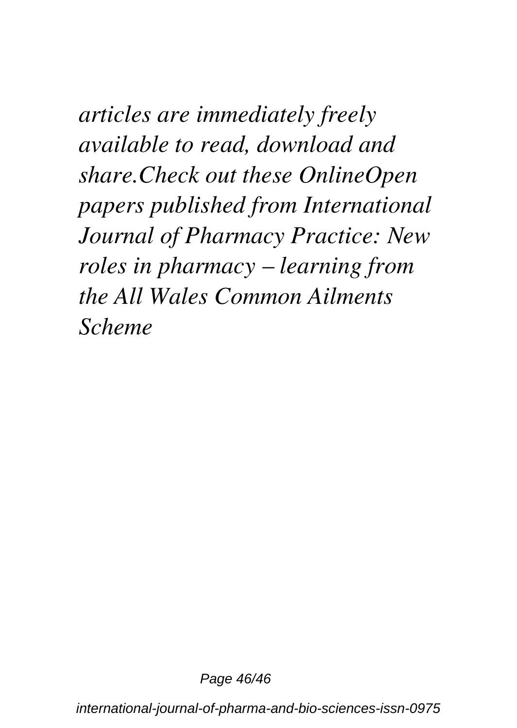*articles are immediately freely available to read, download and share.Check out these OnlineOpen papers published from International Journal of Pharmacy Practice: New roles in pharmacy – learning from the All Wales Common Ailments Scheme*